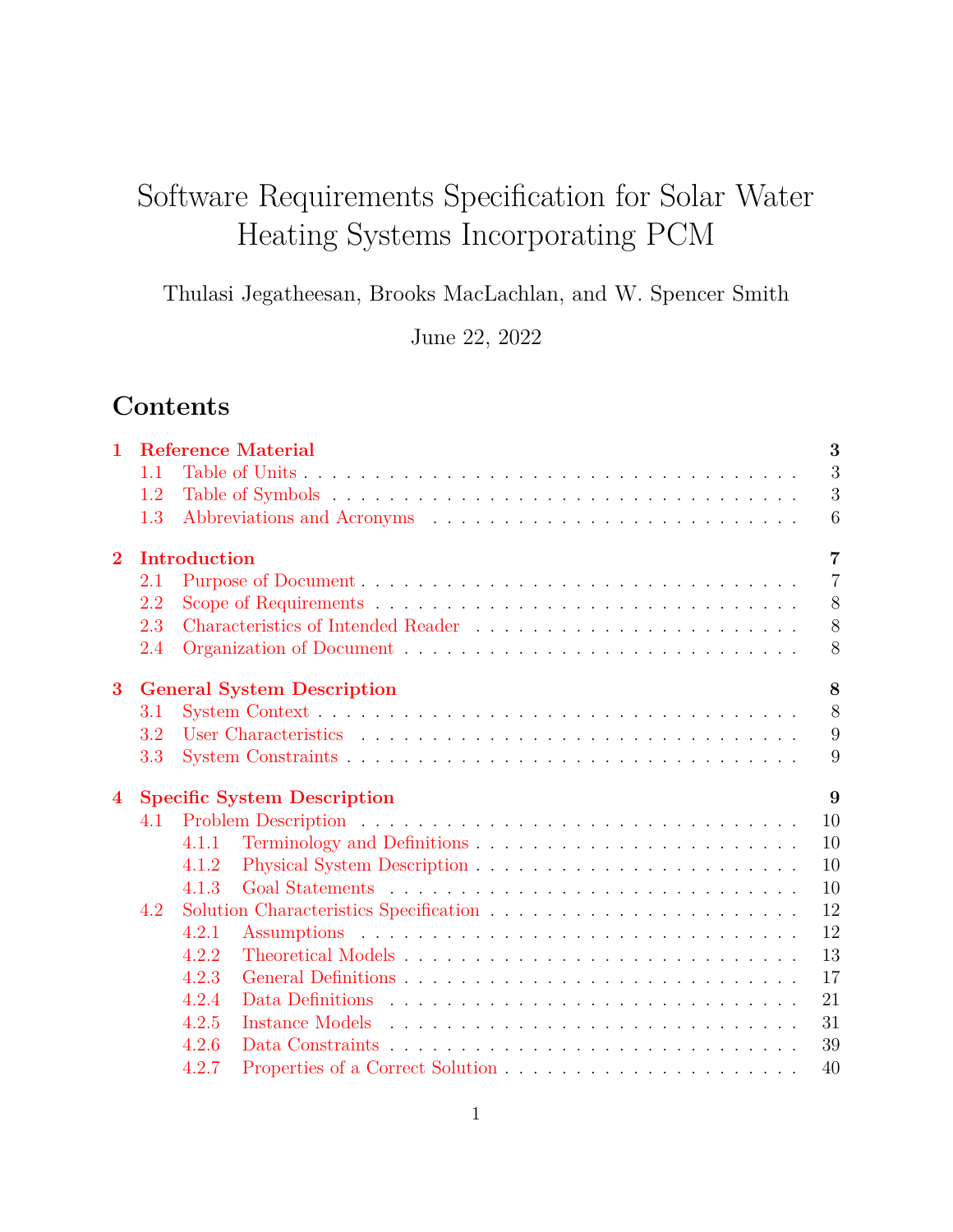# Software Requirements Specification for Solar Water Heating Systems Incorporating PCM

Thulasi Jegatheesan, Brooks MacLachlan, and W. Spencer Smith

June 22, 2022

## Contents

- **1 Reference Material** — **3**
  - 1.1 Table of Units — 3
  - 1.2 Table of Symbols — 3
  - 1.3 Abbreviations and Acronyms — 6
- **2 Introduction** — **7**
  - 2.1 Purpose of Document — 7
  - 2.2 Scope of Requirements — 8
  - 2.3 Characteristics of Intended Reader — 8
  - 2.4 Organization of Document — 8
- **3 General System Description** — **8**
  - 3.1 System Context — 8
  - 3.2 User Characteristics — 9
  - 3.3 System Constraints — 9
- **4 Specific System Description** — **9**
  - 4.1 Problem Description — 10
    - 4.1.1 Terminology and Definitions — 10
    - 4.1.2 Physical System Description — 10
    - 4.1.3 Goal Statements — 10
  - 4.2 Solution Characteristics Specification — 12
    - 4.2.1 Assumptions — 12
    - 4.2.2 Theoretical Models — 13
    - 4.2.3 General Definitions — 17
    - 4.2.4 Data Definitions — 21
    - 4.2.5 Instance Models — 31
    - 4.2.6 Data Constraints — 39
    - 4.2.7 Properties of a Correct Solution — 40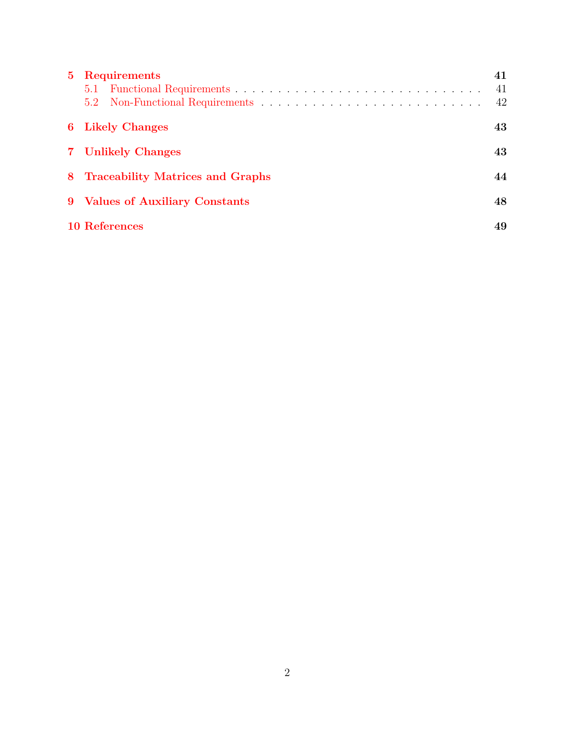| | | |
|---|---|---|
| **5** | **Requirements** | **41** |
| 5.1 | Functional Requirements | 41 |
| 5.2 | Non-Functional Requirements | 42 |
| **6** | **Likely Changes** | **43** |
| **7** | **Unlikely Changes** | **43** |
| **8** | **Traceability Matrices and Graphs** | **44** |
| **9** | **Values of Auxiliary Constants** | **48** |
| **10** | **References** | **49** |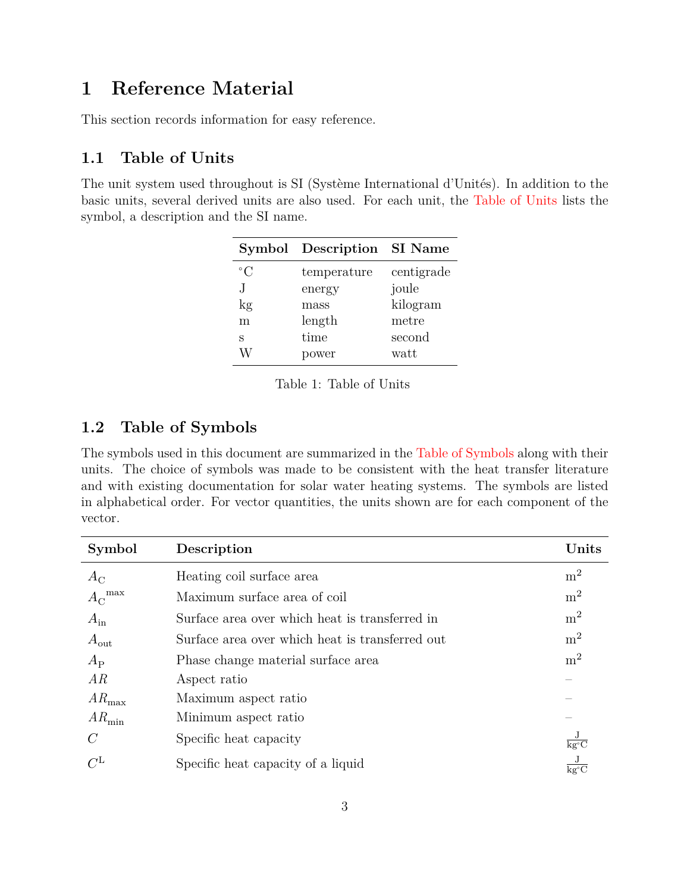# 1 Reference Material

This section records information for easy reference.

## 1.1 Table of Units

The unit system used throughout is SI (Système International d'Unités). In addition to the basic units, several derived units are also used. For each unit, the Table of Units lists the symbol, a description and the SI name.

| Symbol | Description | SI Name |
|---|---|---|
| $^{\circ}$C | temperature | centigrade |
| J | energy | joule |
| kg | mass | kilogram |
| m | length | metre |
| s | time | second |
| W | power | watt |

Table 1: Table of Units

## 1.2 Table of Symbols

The symbols used in this document are summarized in the Table of Symbols along with their units. The choice of symbols was made to be consistent with the heat transfer literature and with existing documentation for solar water heating systems. The symbols are listed in alphabetical order. For vector quantities, the units shown are for each component of the vector.

| Symbol | Description | Units |
|---|---|---|
| $A_{\text{C}}$ | Heating coil surface area | $\text{m}^2$ |
| $A_{\text{C}}{}^{\text{max}}$ | Maximum surface area of coil | $\text{m}^2$ |
| $A_{\text{in}}$ | Surface area over which heat is transferred in | $\text{m}^2$ |
| $A_{\text{out}}$ | Surface area over which heat is transferred out | $\text{m}^2$ |
| $A_{\text{P}}$ | Phase change material surface area | $\text{m}^2$ |
| $AR$ | Aspect ratio | – |
| $AR_{\text{max}}$ | Maximum aspect ratio | – |
| $AR_{\text{min}}$ | Minimum aspect ratio | – |
| $C$ | Specific heat capacity | $\frac{\text{J}}{\text{kg}^{\circ}\text{C}}$ |
| $C^{\text{L}}$ | Specific heat capacity of a liquid | $\frac{\text{J}}{\text{kg}^{\circ}\text{C}}$ |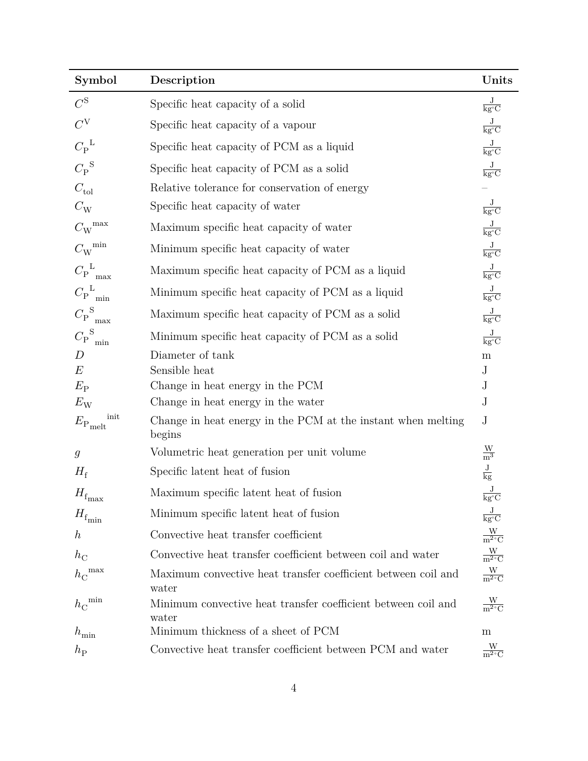| Symbol | Description | Units |
|---|---|---|
| $C^{\mathrm{S}}$ | Specific heat capacity of a solid | $\frac{\mathrm{J}}{\mathrm{kg}^{\circ}\mathrm{C}}$ |
| $C^{\mathrm{V}}$ | Specific heat capacity of a vapour | $\frac{\mathrm{J}}{\mathrm{kg}^{\circ}\mathrm{C}}$ |
| ${C_{\mathrm{P}}}^{\mathrm{L}}$ | Specific heat capacity of PCM as a liquid | $\frac{\mathrm{J}}{\mathrm{kg}^{\circ}\mathrm{C}}$ |
| ${C_{\mathrm{P}}}^{\mathrm{S}}$ | Specific heat capacity of PCM as a solid | $\frac{\mathrm{J}}{\mathrm{kg}^{\circ}\mathrm{C}}$ |
| $C_{\mathrm{tol}}$ | Relative tolerance for conservation of energy | – |
| $C_{\mathrm{W}}$ | Specific heat capacity of water | $\frac{\mathrm{J}}{\mathrm{kg}^{\circ}\mathrm{C}}$ |
| ${C_{\mathrm{W}}}^{\mathrm{max}}$ | Maximum specific heat capacity of water | $\frac{\mathrm{J}}{\mathrm{kg}^{\circ}\mathrm{C}}$ |
| ${C_{\mathrm{W}}}^{\mathrm{min}}$ | Minimum specific heat capacity of water | $\frac{\mathrm{J}}{\mathrm{kg}^{\circ}\mathrm{C}}$ |
| ${C_{\mathrm{P}}}^{\mathrm{L}}_{\mathrm{max}}$ | Maximum specific heat capacity of PCM as a liquid | $\frac{\mathrm{J}}{\mathrm{kg}^{\circ}\mathrm{C}}$ |
| ${C_{\mathrm{P}}}^{\mathrm{L}}_{\mathrm{min}}$ | Minimum specific heat capacity of PCM as a liquid | $\frac{\mathrm{J}}{\mathrm{kg}^{\circ}\mathrm{C}}$ |
| ${C_{\mathrm{P}}}^{\mathrm{S}}_{\mathrm{max}}$ | Maximum specific heat capacity of PCM as a solid | $\frac{\mathrm{J}}{\mathrm{kg}^{\circ}\mathrm{C}}$ |
| ${C_{\mathrm{P}}}^{\mathrm{S}}_{\mathrm{min}}$ | Minimum specific heat capacity of PCM as a solid | $\frac{\mathrm{J}}{\mathrm{kg}^{\circ}\mathrm{C}}$ |
| $D$ | Diameter of tank | m |
| $E$ | Sensible heat | J |
| $E_{\mathrm{P}}$ | Change in heat energy in the PCM | J |
| $E_{\mathrm{W}}$ | Change in heat energy in the water | J |
| ${E_{\mathrm{P}_{\mathrm{melt}}}}^{\mathrm{init}}$ | Change in heat energy in the PCM at the instant when melting begins | J |
| $g$ | Volumetric heat generation per unit volume | $\frac{\mathrm{W}}{\mathrm{m}^3}$ |
| $H_{\mathrm{f}}$ | Specific latent heat of fusion | $\frac{\mathrm{J}}{\mathrm{kg}}$ |
| $H_{\mathrm{f}_{\mathrm{max}}}$ | Maximum specific latent heat of fusion | $\frac{\mathrm{J}}{\mathrm{kg}^{\circ}\mathrm{C}}$ |
| $H_{\mathrm{f}_{\mathrm{min}}}$ | Minimum specific latent heat of fusion | $\frac{\mathrm{J}}{\mathrm{kg}^{\circ}\mathrm{C}}$ |
| $h$ | Convective heat transfer coefficient | $\frac{\mathrm{W}}{\mathrm{m}^2{}^{\circ}\mathrm{C}}$ |
| $h_{\mathrm{C}}$ | Convective heat transfer coefficient between coil and water | $\frac{\mathrm{W}}{\mathrm{m}^2{}^{\circ}\mathrm{C}}$ |
| ${h_{\mathrm{C}}}^{\mathrm{max}}$ | Maximum convective heat transfer coefficient between coil and water | $\frac{\mathrm{W}}{\mathrm{m}^2{}^{\circ}\mathrm{C}}$ |
| ${h_{\mathrm{C}}}^{\mathrm{min}}$ | Minimum convective heat transfer coefficient between coil and water | $\frac{\mathrm{W}}{\mathrm{m}^2{}^{\circ}\mathrm{C}}$ |
| $h_{\mathrm{min}}$ | Minimum thickness of a sheet of PCM | m |
| $h_{\mathrm{P}}$ | Convective heat transfer coefficient between PCM and water | $\frac{\mathrm{W}}{\mathrm{m}^2{}^{\circ}\mathrm{C}}$ |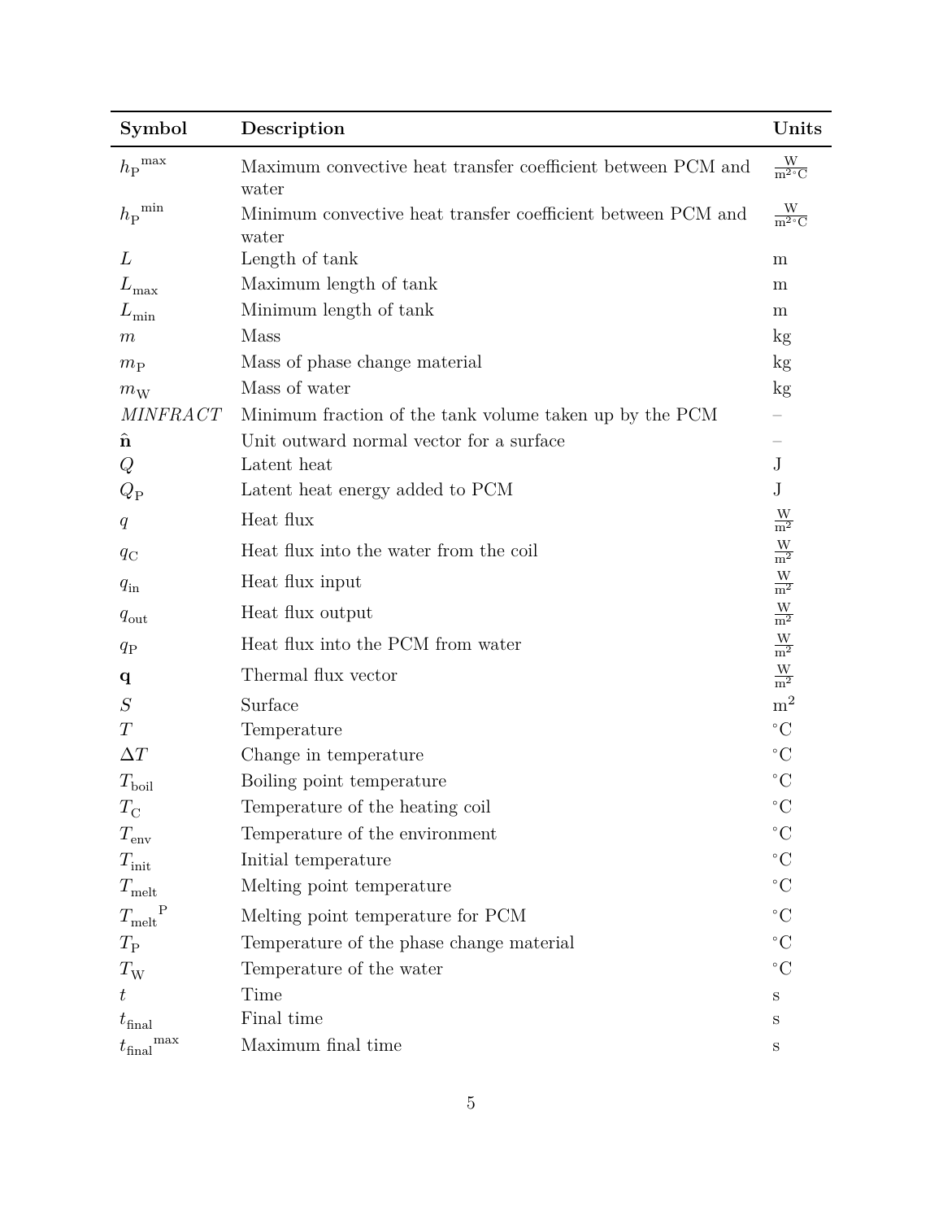| Symbol | Description | Units |
|---|---|---|
| ${h_\text{P}}^\text{max}$ | Maximum convective heat transfer coefficient between PCM and water | $\frac{\text{W}}{\text{m}^2{}^\circ\text{C}}$ |
| ${h_\text{P}}^\text{min}$ | Minimum convective heat transfer coefficient between PCM and water | $\frac{\text{W}}{\text{m}^2{}^\circ\text{C}}$ |
| $L$ | Length of tank | m |
| $L_\text{max}$ | Maximum length of tank | m |
| $L_\text{min}$ | Minimum length of tank | m |
| $m$ | Mass | kg |
| $m_\text{P}$ | Mass of phase change material | kg |
| $m_\text{W}$ | Mass of water | kg |
| *MINFRACT* | Minimum fraction of the tank volume taken up by the PCM | – |
| $\hat{\mathbf{n}}$ | Unit outward normal vector for a surface | – |
| $Q$ | Latent heat | J |
| $Q_\text{P}$ | Latent heat energy added to PCM | J |
| $q$ | Heat flux | $\frac{\text{W}}{\text{m}^2}$ |
| $q_\text{C}$ | Heat flux into the water from the coil | $\frac{\text{W}}{\text{m}^2}$ |
| $q_\text{in}$ | Heat flux input | $\frac{\text{W}}{\text{m}^2}$ |
| $q_\text{out}$ | Heat flux output | $\frac{\text{W}}{\text{m}^2}$ |
| $q_\text{P}$ | Heat flux into the PCM from water | $\frac{\text{W}}{\text{m}^2}$ |
| $\mathbf{q}$ | Thermal flux vector | $\frac{\text{W}}{\text{m}^2}$ |
| $S$ | Surface | $\text{m}^2$ |
| $T$ | Temperature | $^\circ$C |
| $\Delta T$ | Change in temperature | $^\circ$C |
| $T_\text{boil}$ | Boiling point temperature | $^\circ$C |
| $T_\text{C}$ | Temperature of the heating coil | $^\circ$C |
| $T_\text{env}$ | Temperature of the environment | $^\circ$C |
| $T_\text{init}$ | Initial temperature | $^\circ$C |
| $T_\text{melt}$ | Melting point temperature | $^\circ$C |
| ${T_\text{melt}}^\text{P}$ | Melting point temperature for PCM | $^\circ$C |
| $T_\text{P}$ | Temperature of the phase change material | $^\circ$C |
| $T_\text{W}$ | Temperature of the water | $^\circ$C |
| $t$ | Time | s |
| $t_\text{final}$ | Final time | s |
| ${t_\text{final}}^\text{max}$ | Maximum final time | s |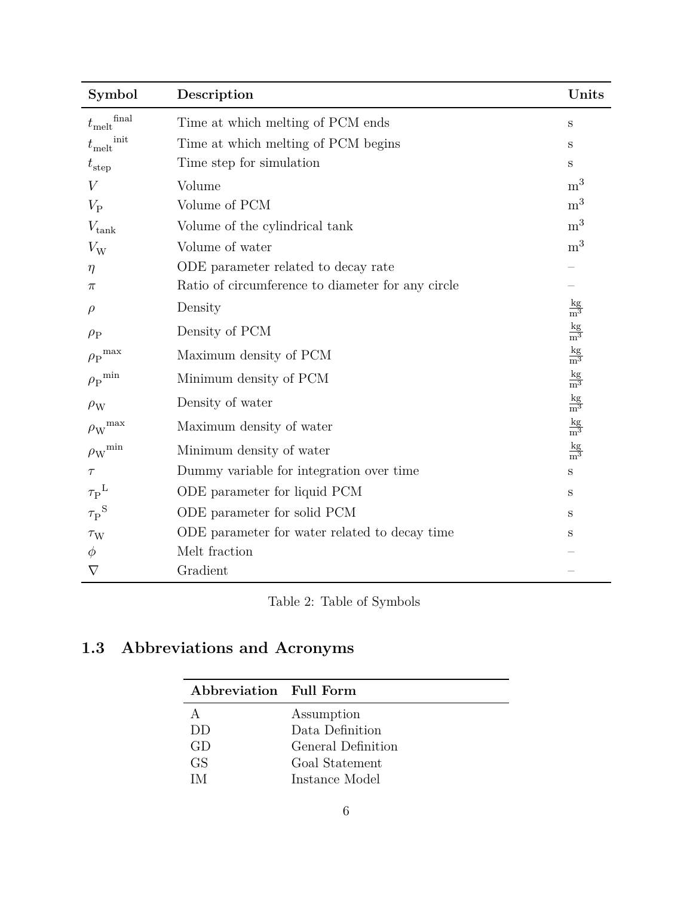| Symbol | Description | Units |
|---|---|---|
| ${t_{\text{melt}}}^{\text{final}}$ | Time at which melting of PCM ends | s |
| ${t_{\text{melt}}}^{\text{init}}$ | Time at which melting of PCM begins | s |
| $t_{\text{step}}$ | Time step for simulation | s |
| $V$ | Volume | $\text{m}^3$ |
| $V_{\text{P}}$ | Volume of PCM | $\text{m}^3$ |
| $V_{\text{tank}}$ | Volume of the cylindrical tank | $\text{m}^3$ |
| $V_{\text{W}}$ | Volume of water | $\text{m}^3$ |
| $\eta$ | ODE parameter related to decay rate | – |
| $\pi$ | Ratio of circumference to diameter for any circle | – |
| $\rho$ | Density | $\frac{\text{kg}}{\text{m}^3}$ |
| $\rho_{\text{P}}$ | Density of PCM | $\frac{\text{kg}}{\text{m}^3}$ |
| ${\rho_{\text{P}}}^{\text{max}}$ | Maximum density of PCM | $\frac{\text{kg}}{\text{m}^3}$ |
| ${\rho_{\text{P}}}^{\text{min}}$ | Minimum density of PCM | $\frac{\text{kg}}{\text{m}^3}$ |
| $\rho_{\text{W}}$ | Density of water | $\frac{\text{kg}}{\text{m}^3}$ |
| ${\rho_{\text{W}}}^{\text{max}}$ | Maximum density of water | $\frac{\text{kg}}{\text{m}^3}$ |
| ${\rho_{\text{W}}}^{\text{min}}$ | Minimum density of water | $\frac{\text{kg}}{\text{m}^3}$ |
| $\tau$ | Dummy variable for integration over time | s |
| ${\tau_{\text{P}}}^{\text{L}}$ | ODE parameter for liquid PCM | s |
| ${\tau_{\text{P}}}^{\text{S}}$ | ODE parameter for solid PCM | s |
| $\tau_{\text{W}}$ | ODE parameter for water related to decay time | s |
| $\phi$ | Melt fraction | – |
| $\nabla$ | Gradient | – |

Table 2: Table of Symbols

## 1.3 Abbreviations and Acronyms

| Abbreviation | Full Form |
|---|---|
| A | Assumption |
| DD | Data Definition |
| GD | General Definition |
| GS | Goal Statement |
| IM | Instance Model |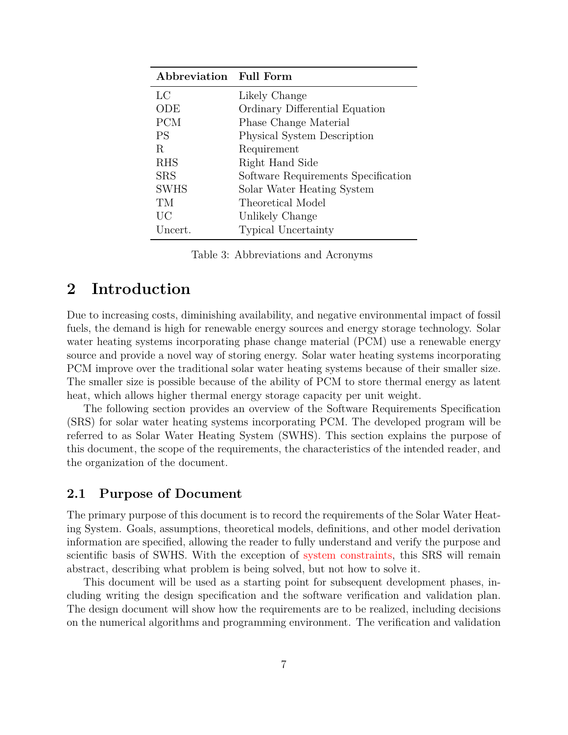| Abbreviation | Full Form |
| --- | --- |
| LC | Likely Change |
| ODE | Ordinary Differential Equation |
| PCM | Phase Change Material |
| PS | Physical System Description |
| R | Requirement |
| RHS | Right Hand Side |
| SRS | Software Requirements Specification |
| SWHS | Solar Water Heating System |
| TM | Theoretical Model |
| UC | Unlikely Change |
| Uncert. | Typical Uncertainty |

Table 3: Abbreviations and Acronyms

# 2 Introduction

Due to increasing costs, diminishing availability, and negative environmental impact of fossil fuels, the demand is high for renewable energy sources and energy storage technology. Solar water heating systems incorporating phase change material (PCM) use a renewable energy source and provide a novel way of storing energy. Solar water heating systems incorporating PCM improve over the traditional solar water heating systems because of their smaller size. The smaller size is possible because of the ability of PCM to store thermal energy as latent heat, which allows higher thermal energy storage capacity per unit weight.

The following section provides an overview of the Software Requirements Specification (SRS) for solar water heating systems incorporating PCM. The developed program will be referred to as Solar Water Heating System (SWHS). This section explains the purpose of this document, the scope of the requirements, the characteristics of the intended reader, and the organization of the document.

## 2.1 Purpose of Document

The primary purpose of this document is to record the requirements of the Solar Water Heating System. Goals, assumptions, theoretical models, definitions, and other model derivation information are specified, allowing the reader to fully understand and verify the purpose and scientific basis of SWHS. With the exception of system constraints, this SRS will remain abstract, describing what problem is being solved, but not how to solve it.

This document will be used as a starting point for subsequent development phases, including writing the design specification and the software verification and validation plan. The design document will show how the requirements are to be realized, including decisions on the numerical algorithms and programming environment. The verification and validation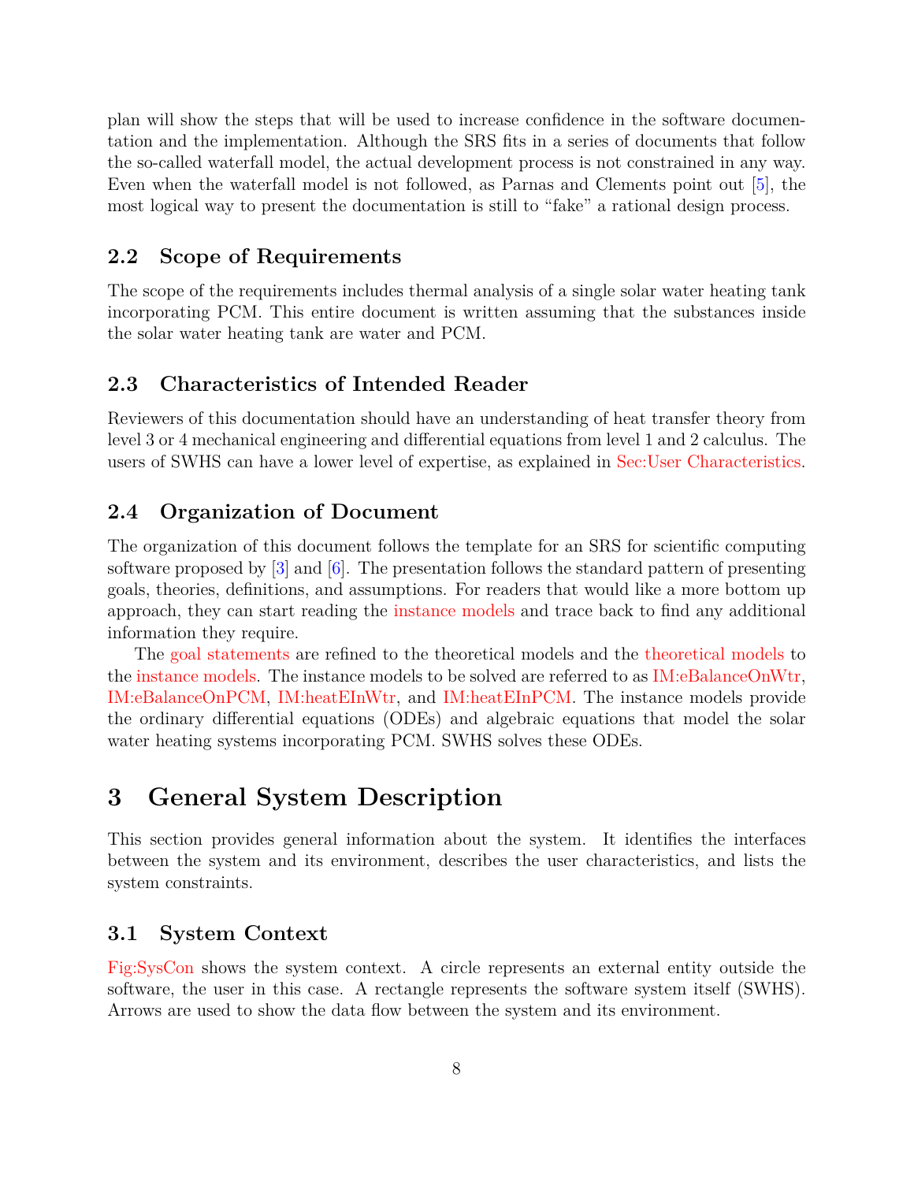plan will show the steps that will be used to increase confidence in the software documentation and the implementation. Although the SRS fits in a series of documents that follow the so-called waterfall model, the actual development process is not constrained in any way. Even when the waterfall model is not followed, as Parnas and Clements point out [5], the most logical way to present the documentation is still to "fake" a rational design process.

### 2.2 Scope of Requirements

The scope of the requirements includes thermal analysis of a single solar water heating tank incorporating PCM. This entire document is written assuming that the substances inside the solar water heating tank are water and PCM.

### 2.3 Characteristics of Intended Reader

Reviewers of this documentation should have an understanding of heat transfer theory from level 3 or 4 mechanical engineering and differential equations from level 1 and 2 calculus. The users of SWHS can have a lower level of expertise, as explained in Sec:User Characteristics.

### 2.4 Organization of Document

The organization of this document follows the template for an SRS for scientific computing software proposed by [3] and [6]. The presentation follows the standard pattern of presenting goals, theories, definitions, and assumptions. For readers that would like a more bottom up approach, they can start reading the instance models and trace back to find any additional information they require.

The goal statements are refined to the theoretical models and the theoretical models to the instance models. The instance models to be solved are referred to as IM:eBalanceOnWtr, IM:eBalanceOnPCM, IM:heatEInWtr, and IM:heatEInPCM. The instance models provide the ordinary differential equations (ODEs) and algebraic equations that model the solar water heating systems incorporating PCM. SWHS solves these ODEs.

## 3 General System Description

This section provides general information about the system. It identifies the interfaces between the system and its environment, describes the user characteristics, and lists the system constraints.

### 3.1 System Context

Fig:SysCon shows the system context. A circle represents an external entity outside the software, the user in this case. A rectangle represents the software system itself (SWHS). Arrows are used to show the data flow between the system and its environment.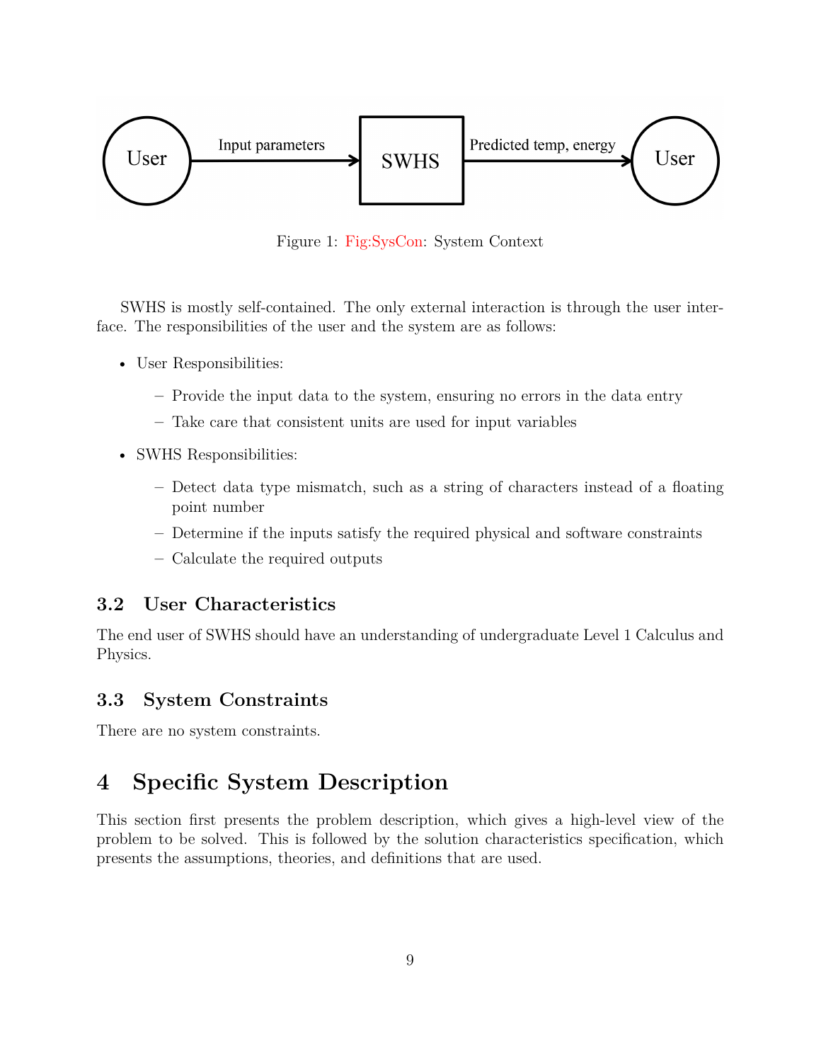Figure 1: Fig:SysCon: System Context

SWHS is mostly self-contained. The only external interaction is through the user interface. The responsibilities of the user and the system are as follows:

- User Responsibilities:
  - Provide the input data to the system, ensuring no errors in the data entry
  - Take care that consistent units are used for input variables
- SWHS Responsibilities:
  - Detect data type mismatch, such as a string of characters instead of a floating point number
  - Determine if the inputs satisfy the required physical and software constraints
  - Calculate the required outputs

### 3.2 User Characteristics

The end user of SWHS should have an understanding of undergraduate Level 1 Calculus and Physics.

### 3.3 System Constraints

There are no system constraints.

## 4 Specific System Description

This section first presents the problem description, which gives a high-level view of the problem to be solved. This is followed by the solution characteristics specification, which presents the assumptions, theories, and definitions that are used.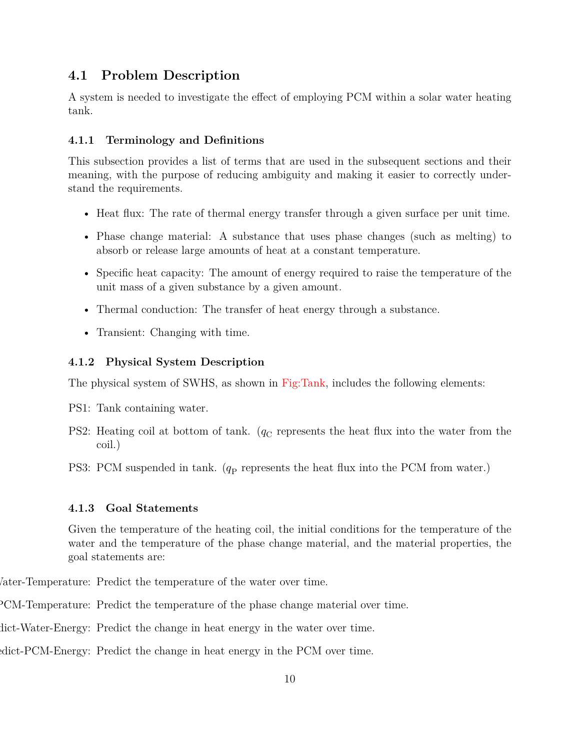## 4.1 Problem Description

A system is needed to investigate the effect of employing PCM within a solar water heating tank.

### 4.1.1 Terminology and Definitions

This subsection provides a list of terms that are used in the subsequent sections and their meaning, with the purpose of reducing ambiguity and making it easier to correctly understand the requirements.

- Heat flux: The rate of thermal energy transfer through a given surface per unit time.
- Phase change material: A substance that uses phase changes (such as melting) to absorb or release large amounts of heat at a constant temperature.
- Specific heat capacity: The amount of energy required to raise the temperature of the unit mass of a given substance by a given amount.
- Thermal conduction: The transfer of heat energy through a substance.
- Transient: Changing with time.

### 4.1.2 Physical System Description

The physical system of SWHS, as shown in Fig:Tank, includes the following elements:

PS1: Tank containing water.

PS2: Heating coil at bottom of tank. ($q_{\text{C}}$ represents the heat flux into the water from the coil.)

PS3: PCM suspended in tank. ($q_{\text{P}}$ represents the heat flux into the PCM from water.)

### 4.1.3 Goal Statements

Given the temperature of the heating coil, the initial conditions for the temperature of the water and the temperature of the phase change material, and the material properties, the goal statements are:

Predict-Water-Temperature: Predict the temperature of the water over time.

Predict-PCM-Temperature: Predict the temperature of the phase change material over time.

Predict-Water-Energy: Predict the change in heat energy in the water over time.

Predict-PCM-Energy: Predict the change in heat energy in the PCM over time.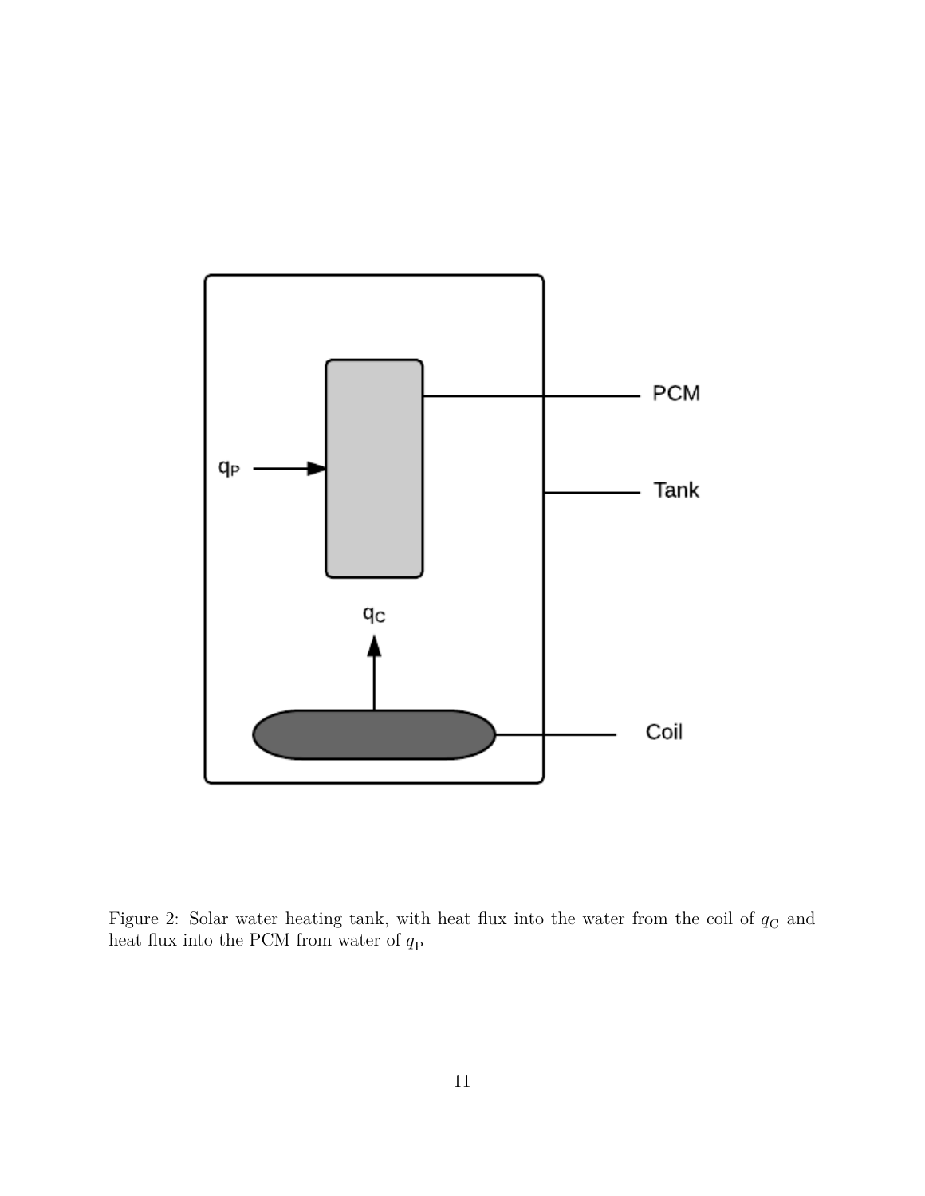Figure 2: Solar water heating tank, with heat flux into the water from the coil of $q_{\mathrm{C}}$ and heat flux into the PCM from water of $q_{\mathrm{P}}$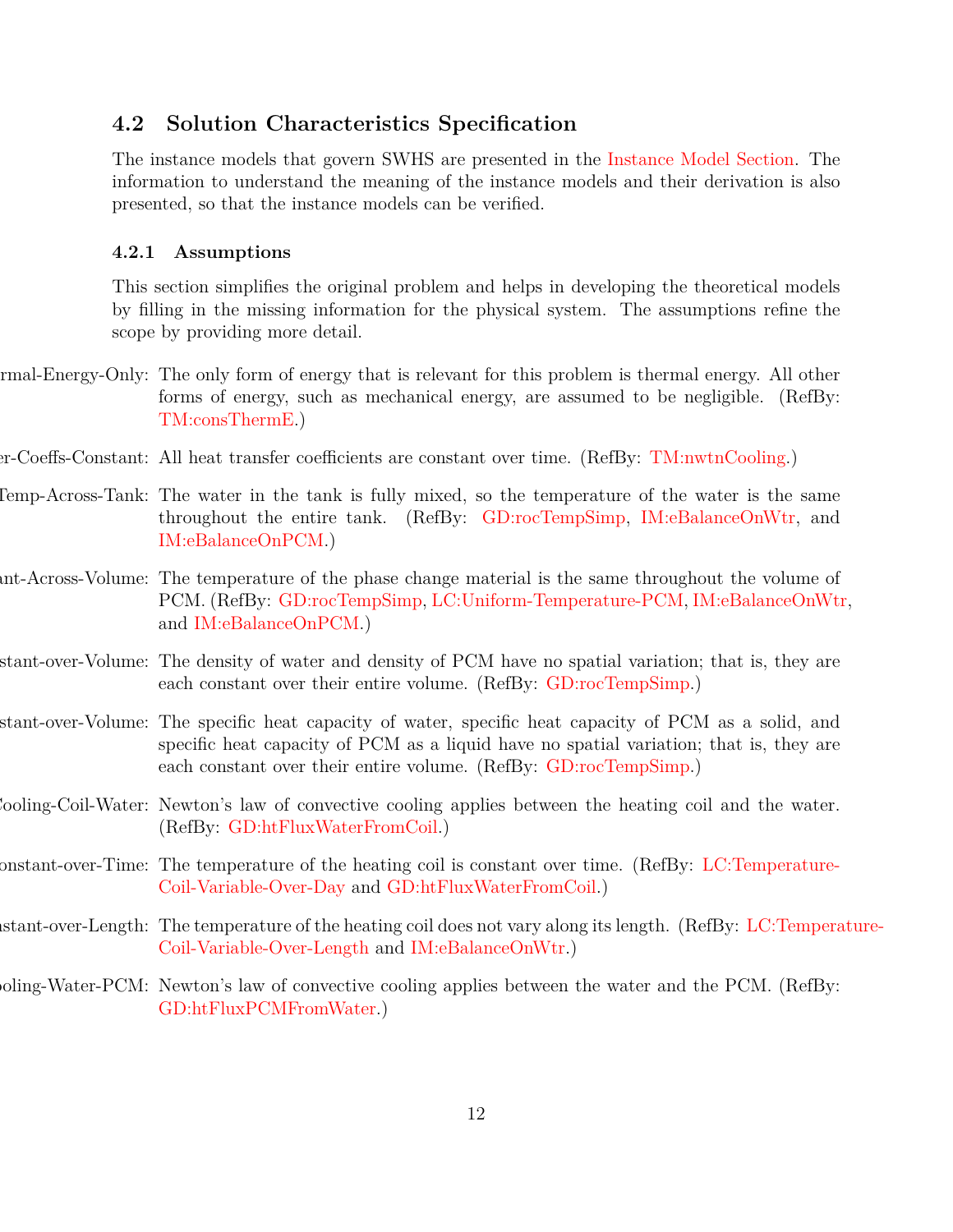### 4.2 Solution Characteristics Specification

The instance models that govern SWHS are presented in the Instance Model Section. The information to understand the meaning of the instance models and their derivation is also presented, so that the instance models can be verified.

#### 4.2.1 Assumptions

This section simplifies the original problem and helps in developing the theoretical models by filling in the missing information for the physical system. The assumptions refine the scope by providing more detail.

rmal-Energy-Only: The only form of energy that is relevant for this problem is thermal energy. All other forms of energy, such as mechanical energy, are assumed to be negligible. (RefBy: TM:consThermE.)

er-Coeffs-Constant: All heat transfer coefficients are constant over time. (RefBy: TM:nwtnCooling.)

Temp-Across-Tank: The water in the tank is fully mixed, so the temperature of the water is the same throughout the entire tank. (RefBy: GD:rocTempSimp, IM:eBalanceOnWtr, and IM:eBalanceOnPCM.)

ant-Across-Volume: The temperature of the phase change material is the same throughout the volume of PCM. (RefBy: GD:rocTempSimp, LC:Uniform-Temperature-PCM, IM:eBalanceOnWtr, and IM:eBalanceOnPCM.)

stant-over-Volume: The density of water and density of PCM have no spatial variation; that is, they are each constant over their entire volume. (RefBy: GD:rocTempSimp.)

stant-over-Volume: The specific heat capacity of water, specific heat capacity of PCM as a solid, and specific heat capacity of PCM as a liquid have no spatial variation; that is, they are each constant over their entire volume. (RefBy: GD:rocTempSimp.)

Cooling-Coil-Water: Newton's law of convective cooling applies between the heating coil and the water. (RefBy: GD:htFluxWaterFromCoil.)

onstant-over-Time: The temperature of the heating coil is constant over time. (RefBy: LC:Temperature-Coil-Variable-Over-Day and GD:htFluxWaterFromCoil.)

stant-over-Length: The temperature of the heating coil does not vary along its length. (RefBy: LC:Temperature-Coil-Variable-Over-Length and IM:eBalanceOnWtr.)

oling-Water-PCM: Newton's law of convective cooling applies between the water and the PCM. (RefBy: GD:htFluxPCMFromWater.)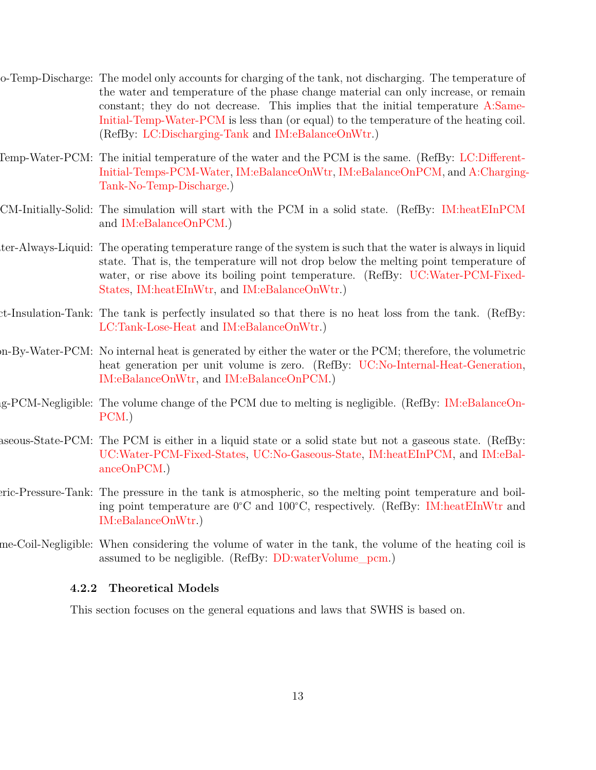o-Temp-Discharge: The model only accounts for charging of the tank, not discharging. The temperature of the water and temperature of the phase change material can only increase, or remain constant; they do not decrease. This implies that the initial temperature A:Same-Initial-Temp-Water-PCM is less than (or equal) to the temperature of the heating coil. (RefBy: LC:Discharging-Tank and IM:eBalanceOnWtr.)

Temp-Water-PCM: The initial temperature of the water and the PCM is the same. (RefBy: LC:Different-Initial-Temps-PCM-Water, IM:eBalanceOnWtr, IM:eBalanceOnPCM, and A:Charging-Tank-No-Temp-Discharge.)

CM-Initially-Solid: The simulation will start with the PCM in a solid state. (RefBy: IM:heatEInPCM and IM:eBalanceOnPCM.)

ter-Always-Liquid: The operating temperature range of the system is such that the water is always in liquid state. That is, the temperature will not drop below the melting point temperature of water, or rise above its boiling point temperature. (RefBy: UC:Water-PCM-Fixed-States, IM:heatEInWtr, and IM:eBalanceOnWtr.)

ct-Insulation-Tank: The tank is perfectly insulated so that there is no heat loss from the tank. (RefBy: LC:Tank-Lose-Heat and IM:eBalanceOnWtr.)

on-By-Water-PCM: No internal heat is generated by either the water or the PCM; therefore, the volumetric heat generation per unit volume is zero. (RefBy: UC:No-Internal-Heat-Generation, IM:eBalanceOnWtr, and IM:eBalanceOnPCM.)

g-PCM-Negligible: The volume change of the PCM due to melting is negligible. (RefBy: IM:eBalanceOnPCM.)

aseous-State-PCM: The PCM is either in a liquid state or a solid state but not a gaseous state. (RefBy: UC:Water-PCM-Fixed-States, UC:No-Gaseous-State, IM:heatEInPCM, and IM:eBalanceOnPCM.)

eric-Pressure-Tank: The pressure in the tank is atmospheric, so the melting point temperature and boiling point temperature are 0°C and 100°C, respectively. (RefBy: IM:heatEInWtr and IM:eBalanceOnWtr.)

me-Coil-Negligible: When considering the volume of water in the tank, the volume of the heating coil is assumed to be negligible. (RefBy: DD:waterVolume_pcm.)

### 4.2.2 Theoretical Models

This section focuses on the general equations and laws that SWHS is based on.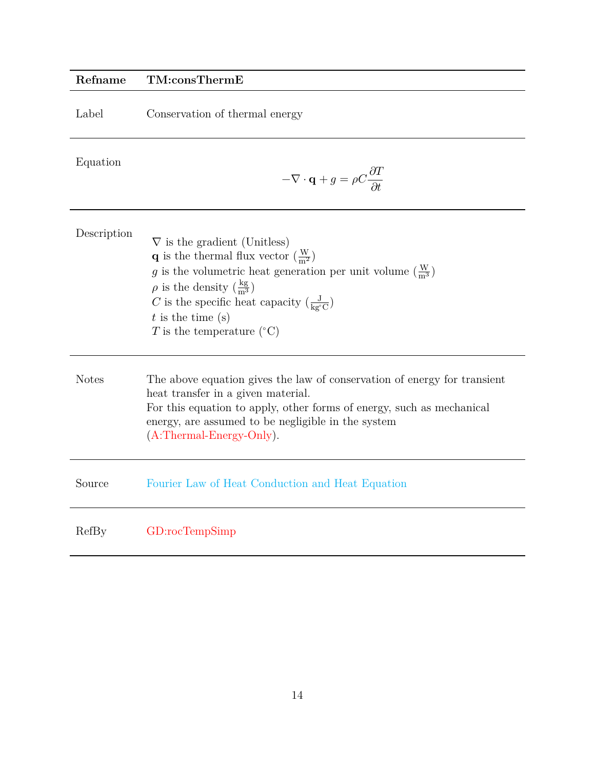| Refname | TM:consThermE |
|---|---|
| Label | Conservation of thermal energy |
| Equation | $$-\nabla \cdot \mathbf{q} + g = \rho C \frac{\partial T}{\partial t}$$ |
| Description | $\nabla$ is the gradient (Unitless)<br>$\mathbf{q}$ is the thermal flux vector ($\frac{\text{W}}{\text{m}^2}$)<br>$g$ is the volumetric heat generation per unit volume ($\frac{\text{W}}{\text{m}^3}$)<br>$\rho$ is the density ($\frac{\text{kg}}{\text{m}^3}$)<br>$C$ is the specific heat capacity ($\frac{\text{J}}{\text{kg}^\circ\text{C}}$)<br>$t$ is the time (s)<br>$T$ is the temperature ($^\circ$C) |
| Notes | The above equation gives the law of conservation of energy for transient heat transfer in a given material.<br>For this equation to apply, other forms of energy, such as mechanical energy, are assumed to be negligible in the system (A:Thermal-Energy-Only). |
| Source | Fourier Law of Heat Conduction and Heat Equation |
| RefBy | GD:rocTempSimp |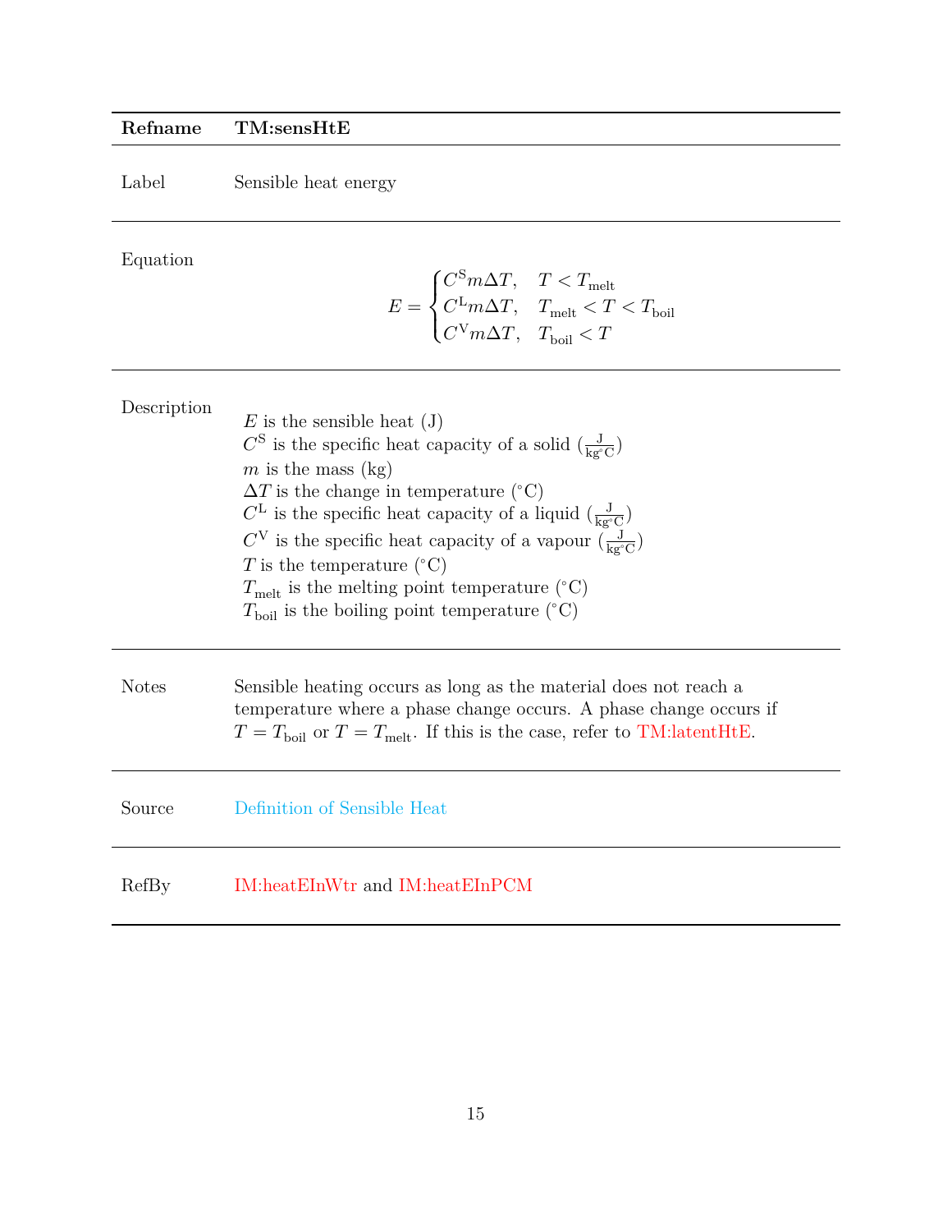| Refname | TM:sensHtE |
|---|---|
| Label | Sensible heat energy |
| Equation | $$E = \begin{cases} C^{\text{S}} m \Delta T, & T < T_{\text{melt}} \\ C^{\text{L}} m \Delta T, & T_{\text{melt}} < T < T_{\text{boil}} \\ C^{\text{V}} m \Delta T, & T_{\text{boil}} < T \end{cases}$$ |
| Description | $E$ is the sensible heat (J)<br>$C^{\text{S}}$ is the specific heat capacity of a solid ($\frac{\text{J}}{\text{kg}^{\circ}\text{C}}$)<br>$m$ is the mass (kg)<br>$\Delta T$ is the change in temperature (°C)<br>$C^{\text{L}}$ is the specific heat capacity of a liquid ($\frac{\text{J}}{\text{kg}^{\circ}\text{C}}$)<br>$C^{\text{V}}$ is the specific heat capacity of a vapour ($\frac{\text{J}}{\text{kg}^{\circ}\text{C}}$)<br>$T$ is the temperature (°C)<br>$T_{\text{melt}}$ is the melting point temperature (°C)<br>$T_{\text{boil}}$ is the boiling point temperature (°C) |
| Notes | Sensible heating occurs as long as the material does not reach a temperature where a phase change occurs. A phase change occurs if $T = T_{\text{boil}}$ or $T = T_{\text{melt}}$. If this is the case, refer to TM:latentHtE. |
| Source | Definition of Sensible Heat |
| RefBy | IM:heatEInWtr and IM:heatEInPCM |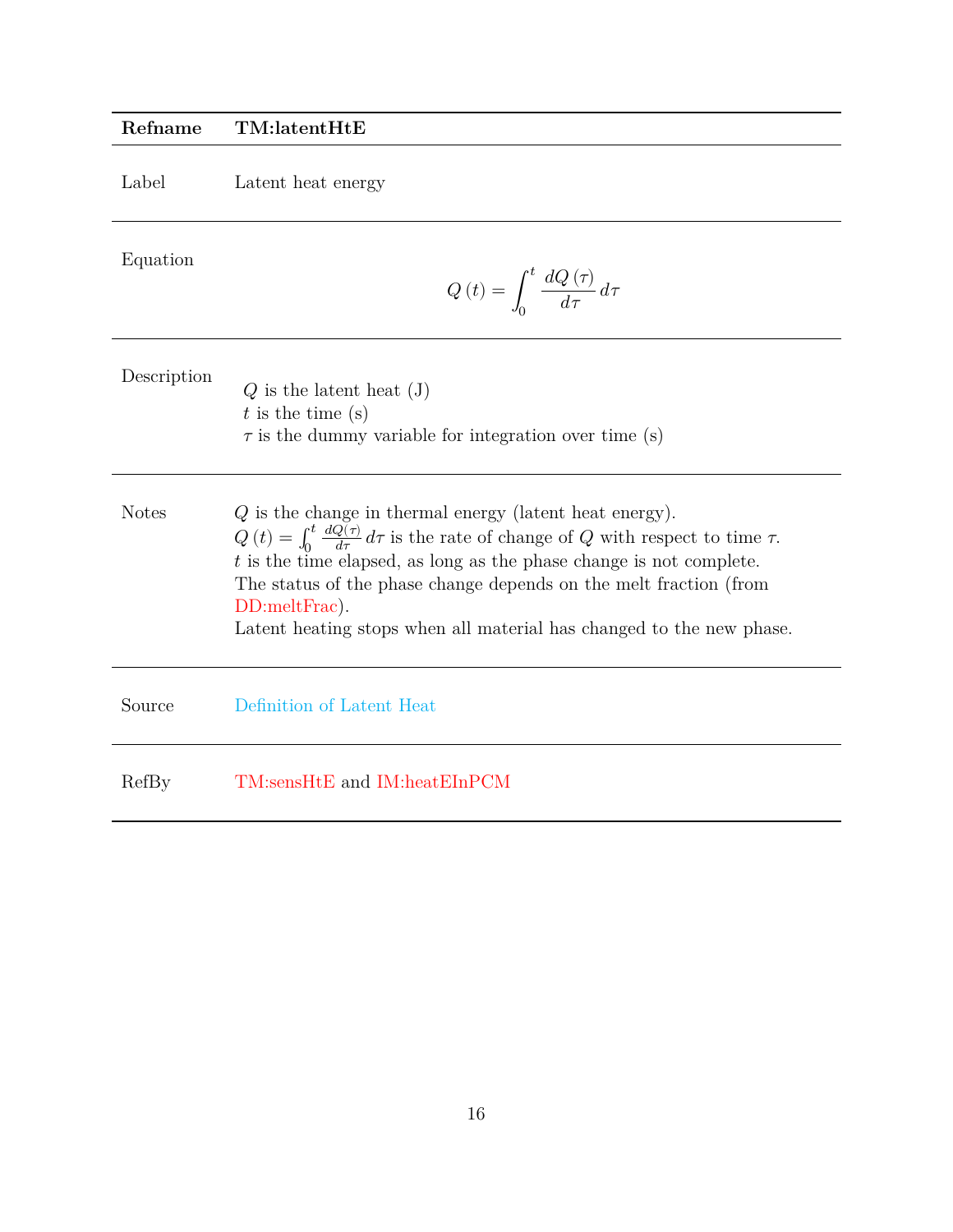| Refname | TM:latentHtE |
| --- | --- |
| Label | Latent heat energy |
| Equation | $$Q\left(t\right)=\int_{0}^{t}\frac{dQ\left(\tau\right)}{d\tau}\,d\tau$$ |
| Description | $Q$ is the latent heat (J)<br>$t$ is the time (s)<br>$\tau$ is the dummy variable for integration over time (s) |
| Notes | $Q$ is the change in thermal energy (latent heat energy).<br>$Q\left(t\right)=\int_{0}^{t}\frac{dQ\left(\tau\right)}{d\tau}\,d\tau$ is the rate of change of $Q$ with respect to time $\tau$.<br>$t$ is the time elapsed, as long as the phase change is not complete.<br>The status of the phase change depends on the melt fraction (from DD:meltFrac).<br>Latent heating stops when all material has changed to the new phase. |
| Source | Definition of Latent Heat |
| RefBy | TM:sensHtE and IM:heatEInPCM |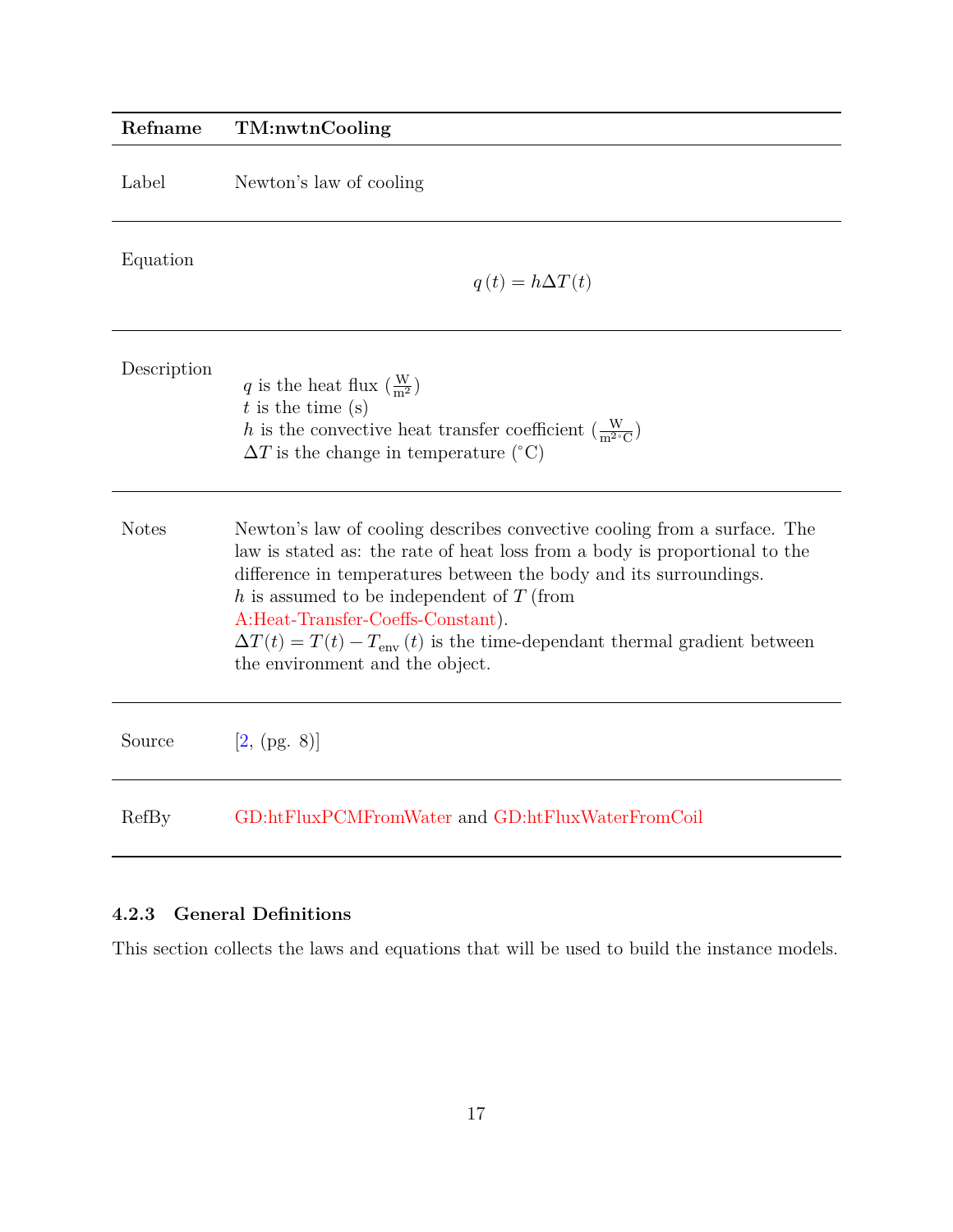| Refname | TM:nwtnCooling |
|---|---|
| Label | Newton's law of cooling |
| Equation | $$q(t) = h \Delta T(t)$$ |
| Description | $q$ is the heat flux ($\frac{\text{W}}{\text{m}^2}$)<br>$t$ is the time (s)<br>$h$ is the convective heat transfer coefficient ($\frac{\text{W}}{\text{m}^2 {}^\circ\text{C}}$)<br>$\Delta T$ is the change in temperature (${}^\circ$C) |
| Notes | Newton's law of cooling describes convective cooling from a surface. The law is stated as: the rate of heat loss from a body is proportional to the difference in temperatures between the body and its surroundings.<br>$h$ is assumed to be independent of $T$ (from A:Heat-Transfer-Coeffs-Constant).<br>$\Delta T(t) = T(t) - T_{\text{env}}(t)$ is the time-dependant thermal gradient between the environment and the object. |
| Source | [2, (pg. 8)] |
| RefBy | GD:htFluxPCMFromWater and GD:htFluxWaterFromCoil |

### 4.2.3 General Definitions

This section collects the laws and equations that will be used to build the instance models.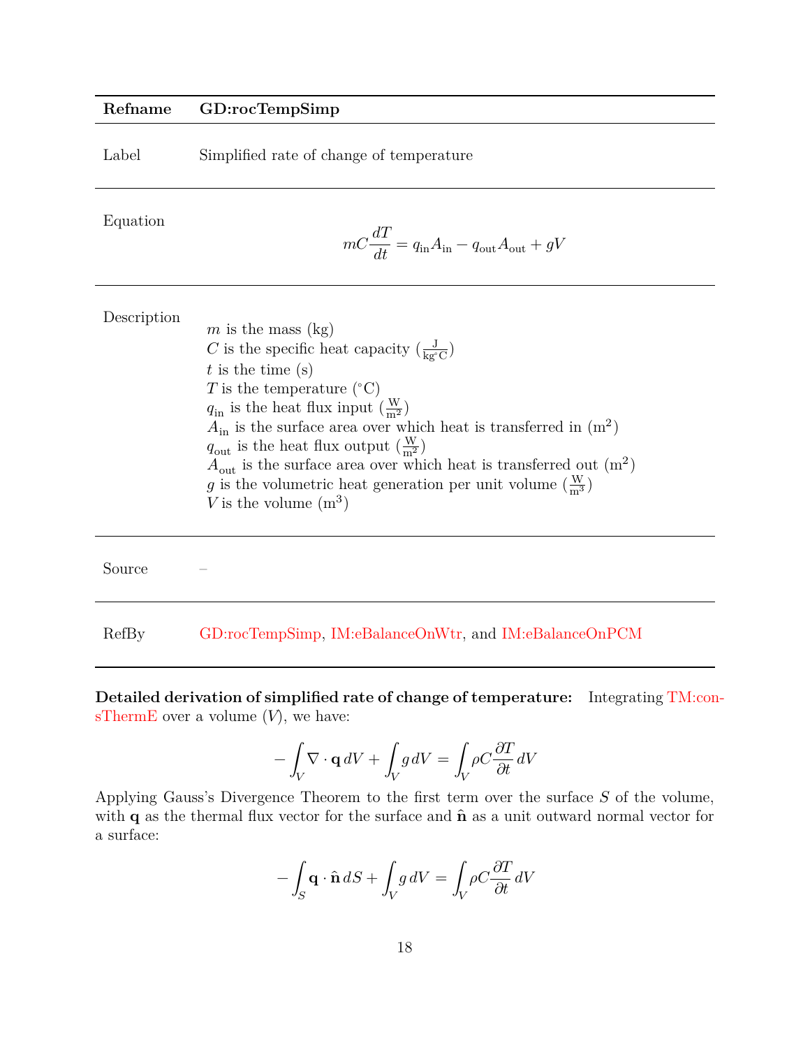| Refname | GD:rocTempSimp |
|---|---|
| Label | Simplified rate of change of temperature |
| Equation | $$mC\frac{dT}{dt} = q_{\text{in}}A_{\text{in}} - q_{\text{out}}A_{\text{out}} + gV$$ |
| Description | $m$ is the mass (kg)<br>$C$ is the specific heat capacity ($\frac{\text{J}}{\text{kg}^\circ\text{C}}$)<br>$t$ is the time (s)<br>$T$ is the temperature ($^\circ$C)<br>$q_{\text{in}}$ is the heat flux input ($\frac{\text{W}}{\text{m}^2}$)<br>$A_{\text{in}}$ is the surface area over which heat is transferred in ($\text{m}^2$)<br>$q_{\text{out}}$ is the heat flux output ($\frac{\text{W}}{\text{m}^2}$)<br>$A_{\text{out}}$ is the surface area over which heat is transferred out ($\text{m}^2$)<br>$g$ is the volumetric heat generation per unit volume ($\frac{\text{W}}{\text{m}^3}$)<br>$V$ is the volume ($\text{m}^3$) |
| Source | – |
| RefBy | GD:rocTempSimp, IM:eBalanceOnWtr, and IM:eBalanceOnPCM |

**Detailed derivation of simplified rate of change of temperature:** Integrating TM:consThermE over a volume ($V$), we have:

$$-\int_V \nabla \cdot \mathbf{q}\, dV + \int_V g\, dV = \int_V \rho C \frac{\partial T}{\partial t}\, dV$$

Applying Gauss's Divergence Theorem to the first term over the surface $S$ of the volume, with $\mathbf{q}$ as the thermal flux vector for the surface and $\hat{\mathbf{n}}$ as a unit outward normal vector for a surface:

$$-\int_S \mathbf{q} \cdot \hat{\mathbf{n}}\, dS + \int_V g\, dV = \int_V \rho C \frac{\partial T}{\partial t}\, dV$$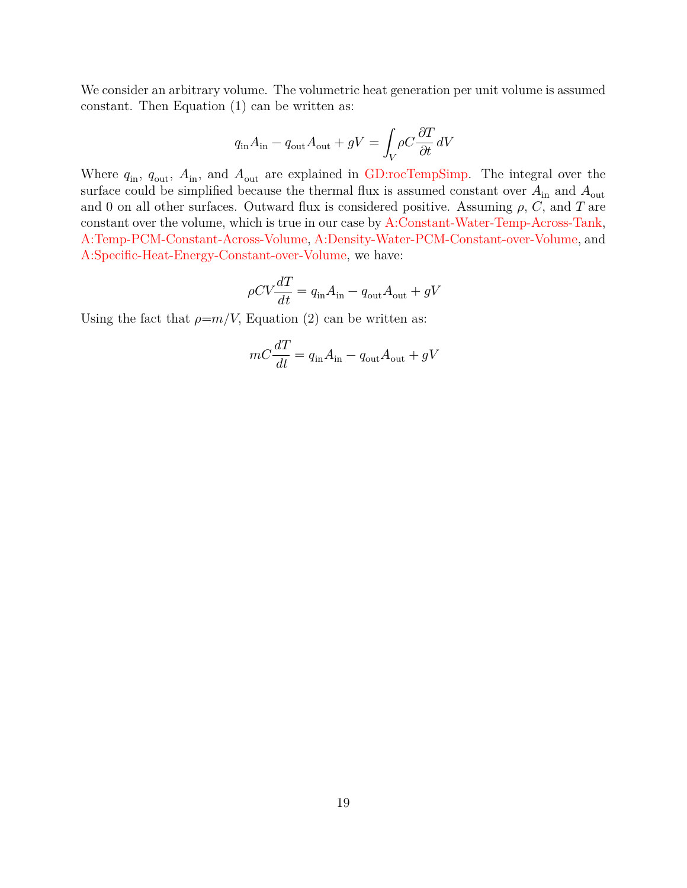We consider an arbitrary volume. The volumetric heat generation per unit volume is assumed constant. Then Equation (1) can be written as:

$$q_{\text{in}} A_{\text{in}} - q_{\text{out}} A_{\text{out}} + gV = \int_V \rho C \frac{\partial T}{\partial t} \, dV$$

Where $q_{\text{in}}$, $q_{\text{out}}$, $A_{\text{in}}$, and $A_{\text{out}}$ are explained in GD:rocTempSimp. The integral over the surface could be simplified because the thermal flux is assumed constant over $A_{\text{in}}$ and $A_{\text{out}}$ and 0 on all other surfaces. Outward flux is considered positive. Assuming $\rho$, $C$, and $T$ are constant over the volume, which is true in our case by A:Constant-Water-Temp-Across-Tank, A:Temp-PCM-Constant-Across-Volume, A:Density-Water-PCM-Constant-over-Volume, and A:Specific-Heat-Energy-Constant-over-Volume, we have:

$$\rho C V \frac{dT}{dt} = q_{\text{in}} A_{\text{in}} - q_{\text{out}} A_{\text{out}} + gV$$

Using the fact that $\rho = m/V$, Equation (2) can be written as:

$$m C \frac{dT}{dt} = q_{\text{in}} A_{\text{in}} - q_{\text{out}} A_{\text{out}} + gV$$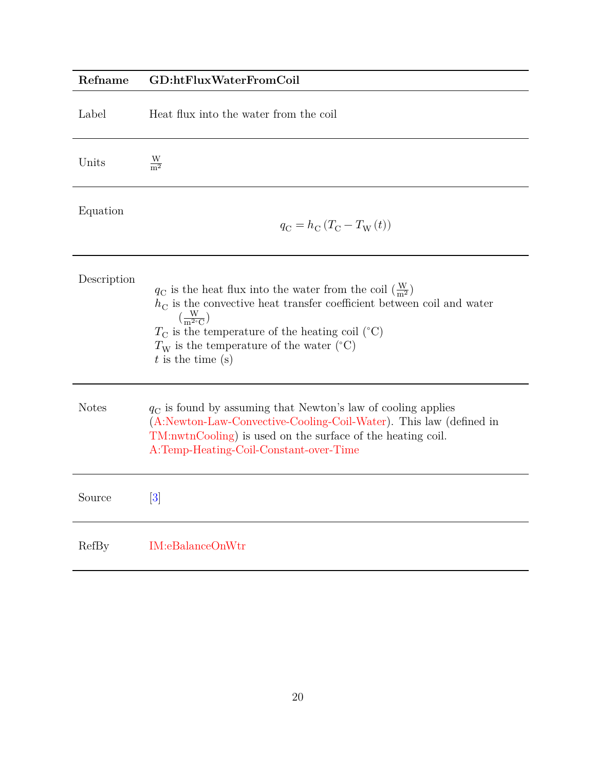| Refname | GD:htFluxWaterFromCoil |
|---|---|
| Label | Heat flux into the water from the coil |
| Units | $\frac{\text{W}}{\text{m}^2}$ |
| Equation | $$q_{\text{C}} = h_{\text{C}} \left(T_{\text{C}} - T_{\text{W}}(t)\right)$$ |
| Description | $q_{\text{C}}$ is the heat flux into the water from the coil ($\frac{\text{W}}{\text{m}^2}$)<br>$h_{\text{C}}$ is the convective heat transfer coefficient between coil and water ($\frac{\text{W}}{\text{m}^2{}^\circ\text{C}}$)<br>$T_{\text{C}}$ is the temperature of the heating coil (°C)<br>$T_{\text{W}}$ is the temperature of the water (°C)<br>$t$ is the time (s) |
| Notes | $q_{\text{C}}$ is found by assuming that Newton's law of cooling applies (A:Newton-Law-Convective-Cooling-Coil-Water). This law (defined in TM:nwtnCooling) is used on the surface of the heating coil. A:Temp-Heating-Coil-Constant-over-Time |
| Source | [3] |
| RefBy | IM:eBalanceOnWtr |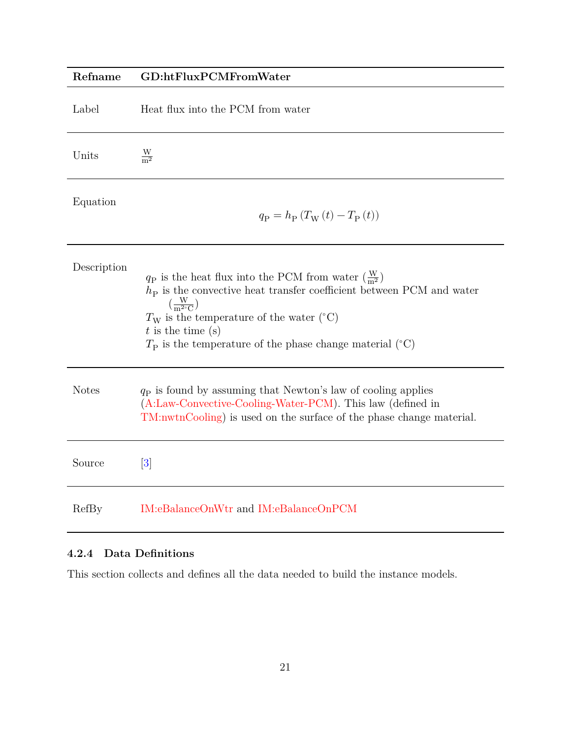| Refname | GD:htFluxPCMFromWater |
|---|---|
| Label | Heat flux into the PCM from water |
| Units | $\frac{\text{W}}{\text{m}^2}$ |
| Equation | $$q_{\text{P}} = h_{\text{P}} \left( T_{\text{W}} \left( t \right) - T_{\text{P}} \left( t \right) \right)$$ |
| Description | $q_{\text{P}}$ is the heat flux into the PCM from water ($\frac{\text{W}}{\text{m}^2}$)<br>$h_{\text{P}}$ is the convective heat transfer coefficient between PCM and water ($\frac{\text{W}}{\text{m}^2{}^\circ\text{C}}$)<br>$T_{\text{W}}$ is the temperature of the water ($^\circ$C)<br>$t$ is the time (s)<br>$T_{\text{P}}$ is the temperature of the phase change material ($^\circ$C) |
| Notes | $q_{\text{P}}$ is found by assuming that Newton's law of cooling applies (A:Law-Convective-Cooling-Water-PCM). This law (defined in TM:nwtnCooling) is used on the surface of the phase change material. |
| Source | [3] |
| RefBy | IM:eBalanceOnWtr and IM:eBalanceOnPCM |

### 4.2.4 Data Definitions

This section collects and defines all the data needed to build the instance models.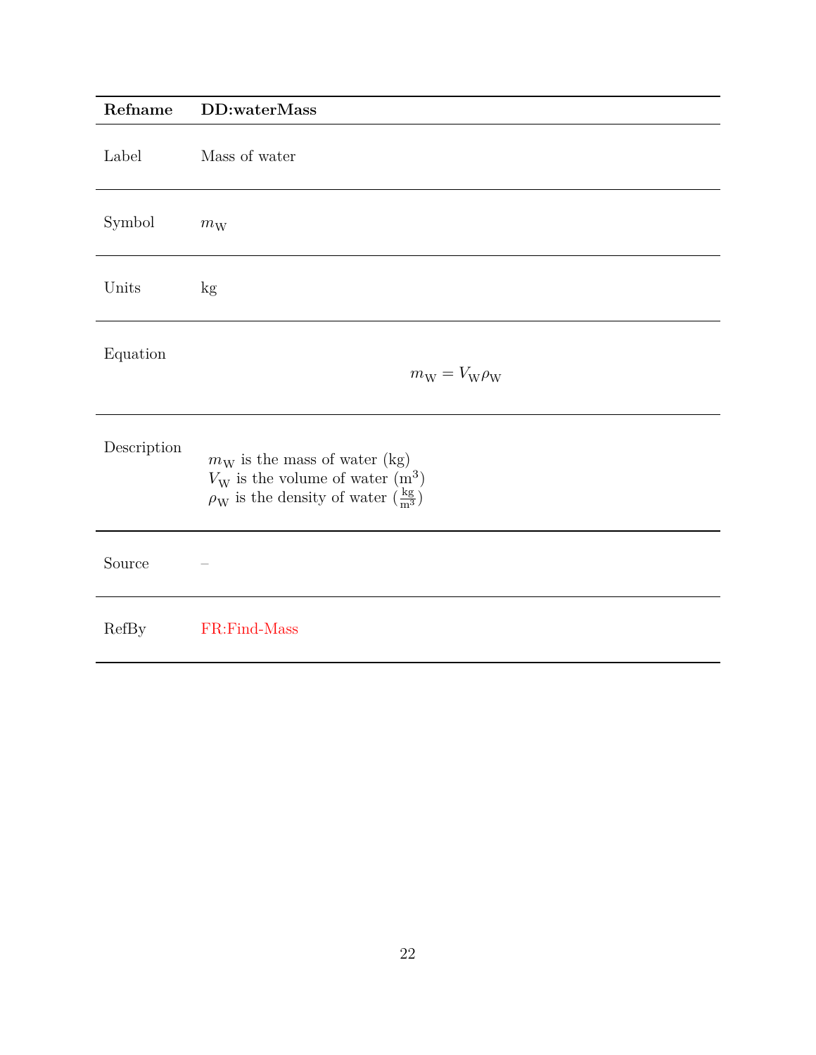| Refname | DD:waterMass |
|---|---|
| Label | Mass of water |
| Symbol | $m_{\text{W}}$ |
| Units | kg |
| Equation | $$m_{\text{W}} = V_{\text{W}} \rho_{\text{W}}$$ |
| Description | $m_{\text{W}}$ is the mass of water (kg)<br>$V_{\text{W}}$ is the volume of water ($\text{m}^3$)<br>$\rho_{\text{W}}$ is the density of water ($\frac{\text{kg}}{\text{m}^3}$) |
| Source | – |
| RefBy | FR:Find-Mass |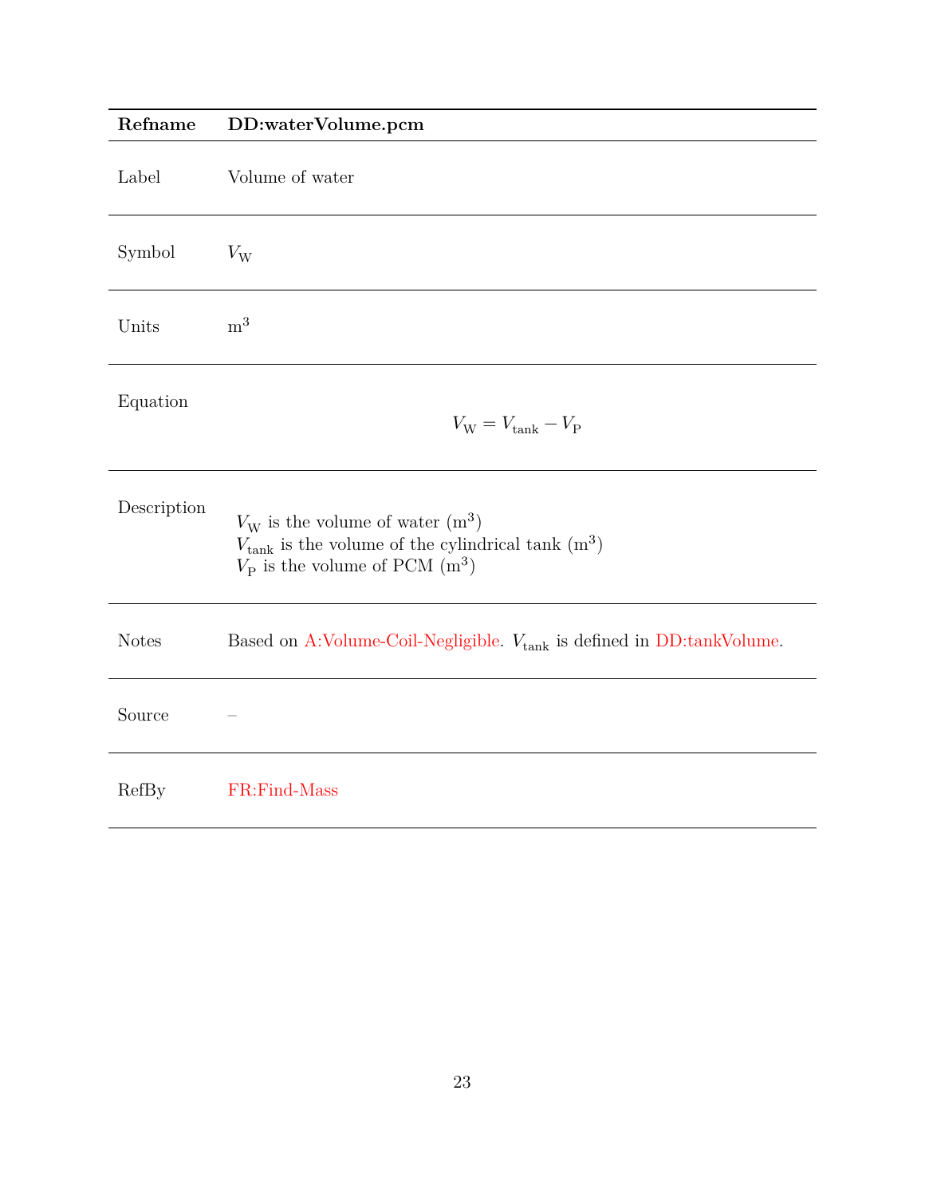| Refname | DD:waterVolume.pcm |
|---|---|
| Label | Volume of water |
| Symbol | $V_{\text{W}}$ |
| Units | $\text{m}^3$ |
| Equation | $$V_{\text{W}} = V_{\text{tank}} - V_{\text{P}}$$ |
| Description | $V_{\text{W}}$ is the volume of water ($\text{m}^3$)<br>$V_{\text{tank}}$ is the volume of the cylindrical tank ($\text{m}^3$)<br>$V_{\text{P}}$ is the volume of PCM ($\text{m}^3$) |
| Notes | Based on A:Volume-Coil-Negligible. $V_{\text{tank}}$ is defined in DD:tankVolume. |
| Source | – |
| RefBy | FR:Find-Mass |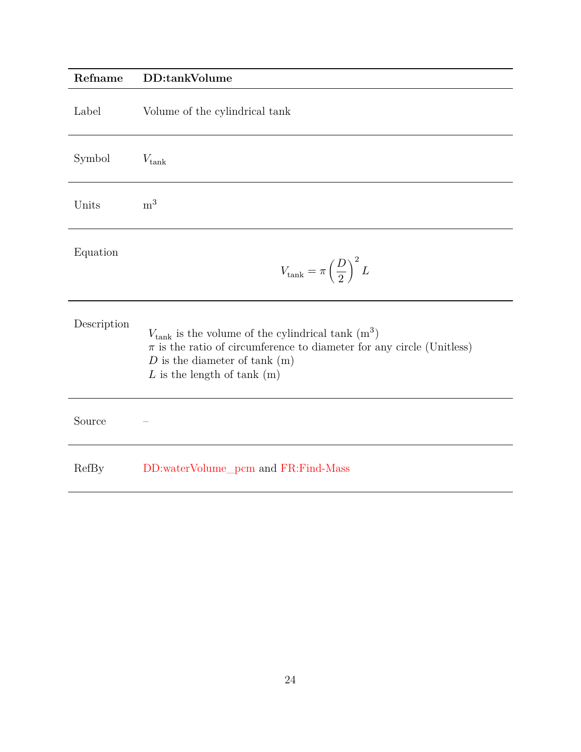| **Refname** | **DD:tankVolume** |
|---|---|
| Label | Volume of the cylindrical tank |
| Symbol | $V_{\text{tank}}$ |
| Units | $\text{m}^3$ |
| Equation | $$V_{\text{tank}} = \pi \left(\frac{D}{2}\right)^2 L$$ |
| Description | $V_{\text{tank}}$ is the volume of the cylindrical tank ($\text{m}^3$)<br>$\pi$ is the ratio of circumference to diameter for any circle (Unitless)<br>$D$ is the diameter of tank (m)<br>$L$ is the length of tank (m) |
| Source | – |
| RefBy | DD:waterVolume_pcm and FR:Find-Mass |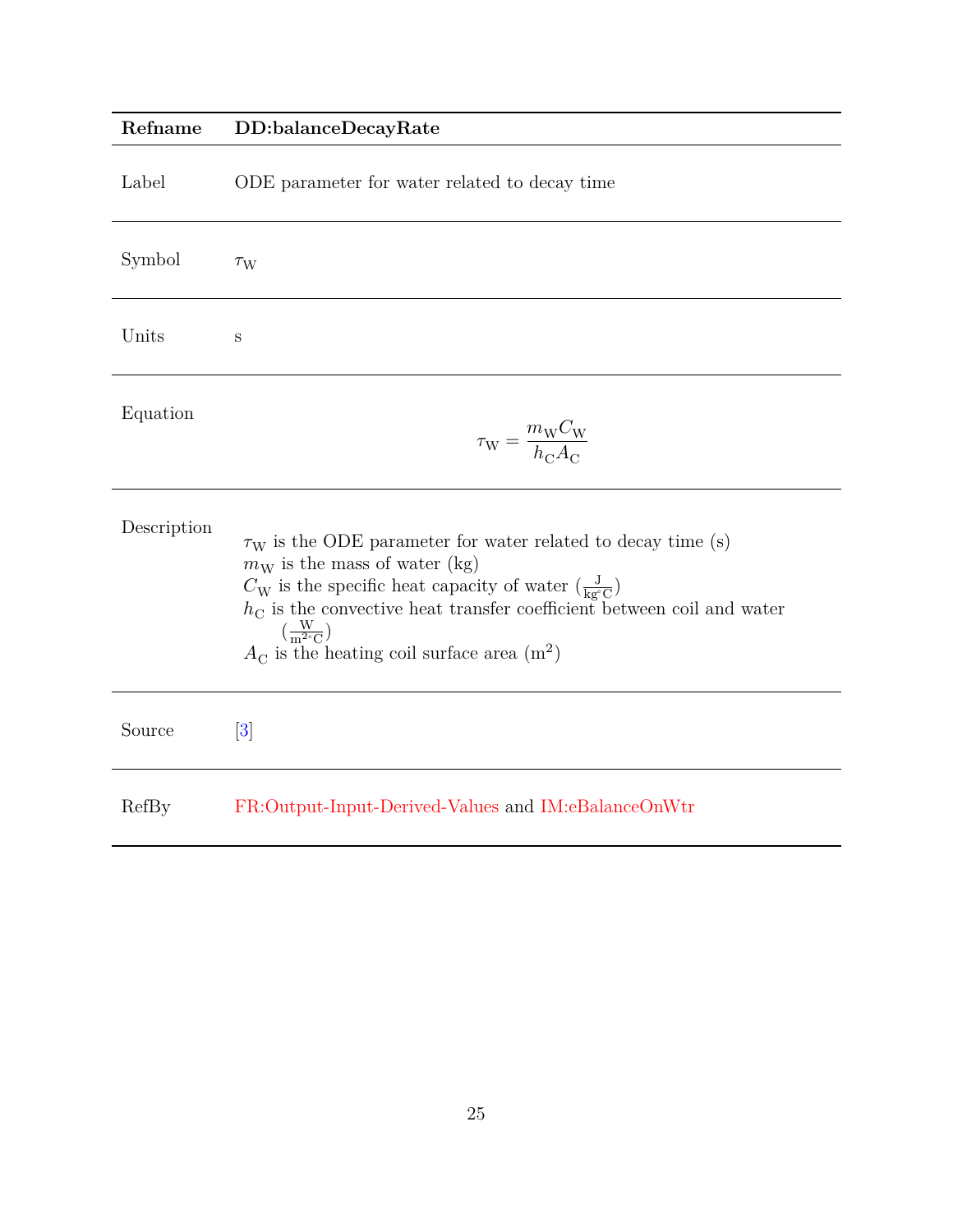| Refname | DD:balanceDecayRate |
|---|---|
| Label | ODE parameter for water related to decay time |
| Symbol | $\tau_W$ |
| Units | s |
| Equation | $$\tau_W = \frac{m_W C_W}{h_C A_C}$$ |
| Description | $\tau_W$ is the ODE parameter for water related to decay time (s)<br>$m_W$ is the mass of water (kg)<br>$C_W$ is the specific heat capacity of water ($\frac{\text{J}}{\text{kg}^\circ\text{C}}$)<br>$h_C$ is the convective heat transfer coefficient between coil and water ($\frac{\text{W}}{\text{m}^2{}^\circ\text{C}}$)<br>$A_C$ is the heating coil surface area ($\text{m}^2$) |
| Source | [3] |
| RefBy | FR:Output-Input-Derived-Values and IM:eBalanceOnWtr |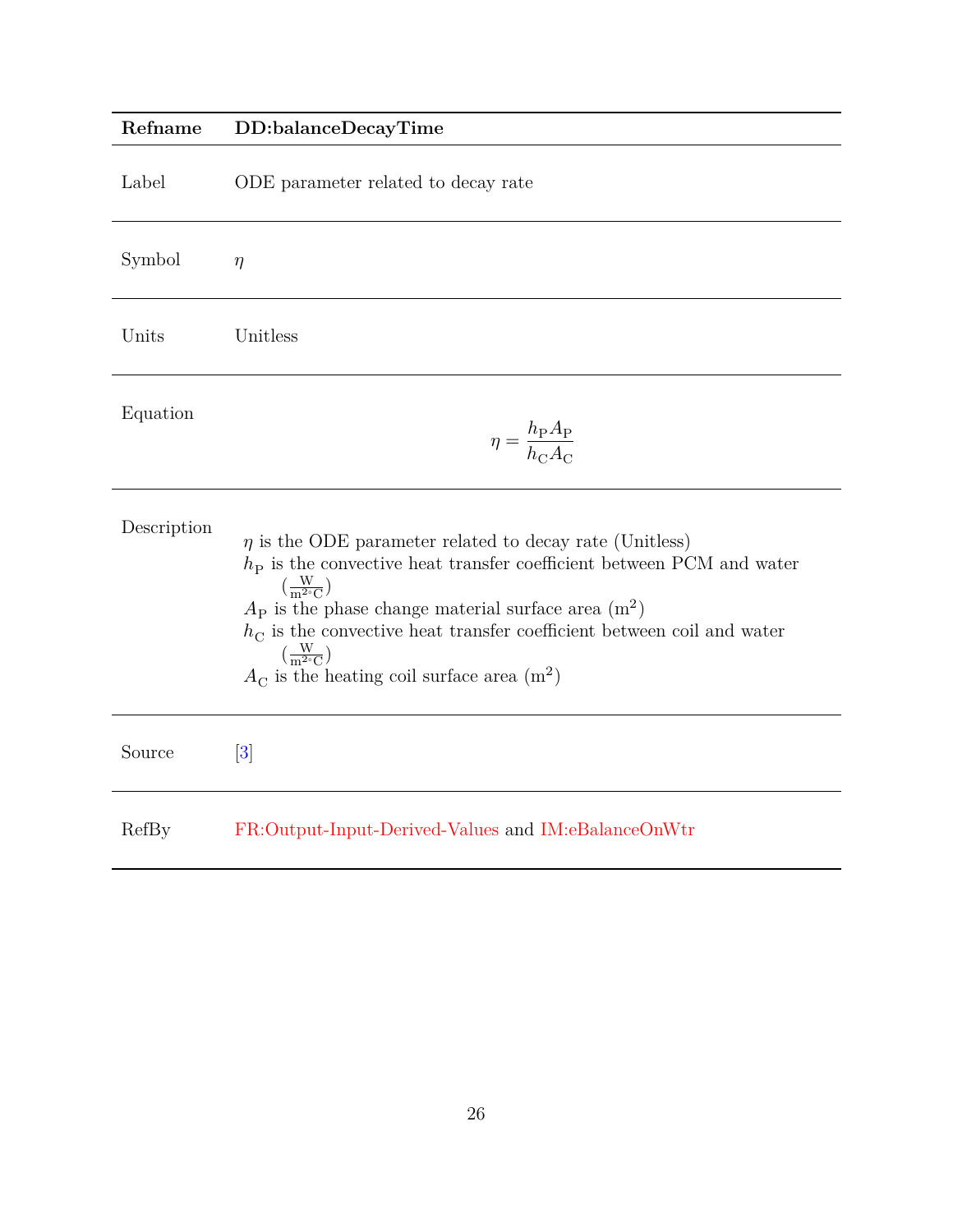| Refname | DD:balanceDecayTime |
|---|---|
| Label | ODE parameter related to decay rate |
| Symbol | $\eta$ |
| Units | Unitless |
| Equation | $$\eta = \frac{h_{\text{P}} A_{\text{P}}}{h_{\text{C}} A_{\text{C}}}$$ |
| Description | $\eta$ is the ODE parameter related to decay rate (Unitless) <br> $h_{\text{P}}$ is the convective heat transfer coefficient between PCM and water ($\frac{\text{W}}{\text{m}^2{}^\circ\text{C}}$) <br> $A_{\text{P}}$ is the phase change material surface area ($\text{m}^2$) <br> $h_{\text{C}}$ is the convective heat transfer coefficient between coil and water ($\frac{\text{W}}{\text{m}^2{}^\circ\text{C}}$) <br> $A_{\text{C}}$ is the heating coil surface area ($\text{m}^2$) |
| Source | [3] |
| RefBy | FR:Output-Input-Derived-Values and IM:eBalanceOnWtr |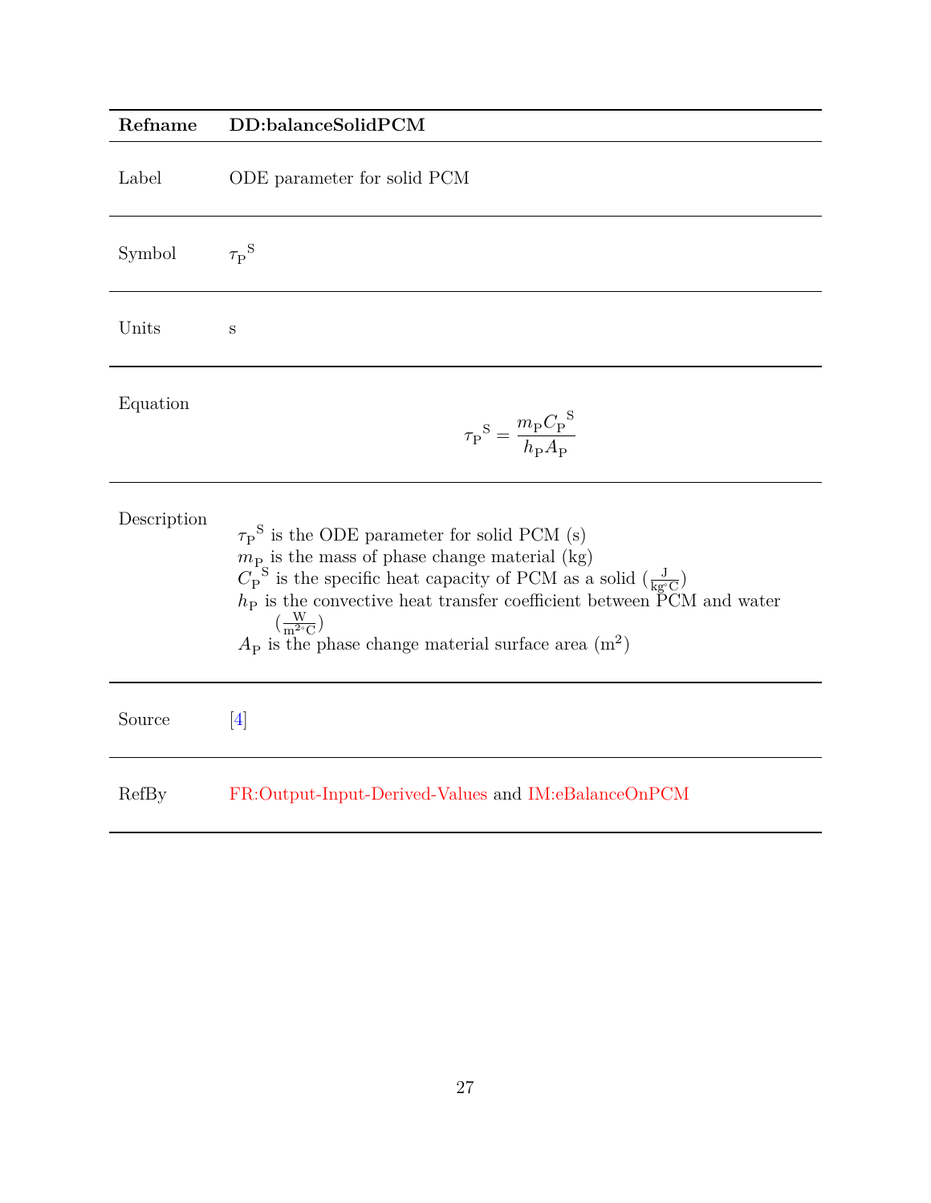| Refname | DD:balanceSolidPCM |
| --- | --- |
| Label | ODE parameter for solid PCM |
| Symbol | ${\tau_{\text{P}}}^{\text{S}}$ |
| Units | s |
| Equation | $${\tau_{\text{P}}}^{\text{S}}=\frac{m_{\text{P}}\,{C_{\text{P}}}^{\text{S}}}{h_{\text{P}}\,A_{\text{P}}}$$ |
| Description | ${\tau_{\text{P}}}^{\text{S}}$ is the ODE parameter for solid PCM (s)<br>$m_{\text{P}}$ is the mass of phase change material (kg)<br>${C_{\text{P}}}^{\text{S}}$ is the specific heat capacity of PCM as a solid ($\frac{\text{J}}{\text{kg}^{\circ}\text{C}}$)<br>$h_{\text{P}}$ is the convective heat transfer coefficient between PCM and water ($\frac{\text{W}}{\text{m}^{2}{}^{\circ}\text{C}}$)<br>$A_{\text{P}}$ is the phase change material surface area ($\text{m}^{2}$) |
| Source | [4] |
| RefBy | FR:Output-Input-Derived-Values and IM:eBalanceOnPCM |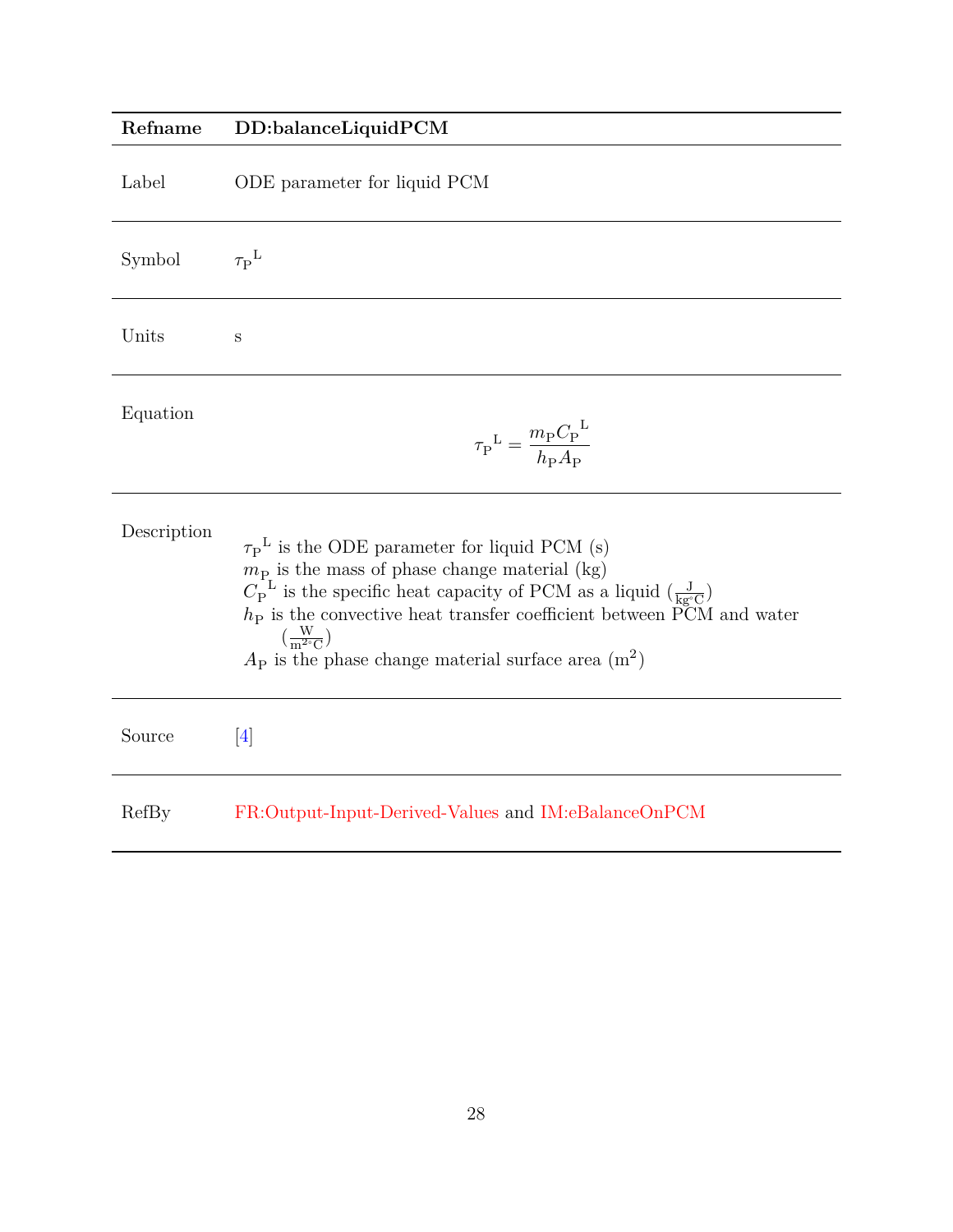| Refname | DD:balanceLiquidPCM |
|---|---|
| Label | ODE parameter for liquid PCM |
| Symbol | ${\tau_{\text{P}}}^{\text{L}}$ |
| Units | s |
| Equation | $${\tau_{\text{P}}}^{\text{L}}=\frac{m_{\text{P}}\,{C_{\text{P}}}^{\text{L}}}{h_{\text{P}}\,A_{\text{P}}}$$ |
| Description | ${\tau_{\text{P}}}^{\text{L}}$ is the ODE parameter for liquid PCM (s)<br>$m_{\text{P}}$ is the mass of phase change material (kg)<br>${C_{\text{P}}}^{\text{L}}$ is the specific heat capacity of PCM as a liquid ($\frac{\text{J}}{\text{kg}^{\circ}\text{C}}$)<br>$h_{\text{P}}$ is the convective heat transfer coefficient between PCM and water ($\frac{\text{W}}{\text{m}^{2\circ}\text{C}}$)<br>$A_{\text{P}}$ is the phase change material surface area ($\text{m}^2$) |
| Source | [4] |
| RefBy | FR:Output-Input-Derived-Values and IM:eBalanceOnPCM |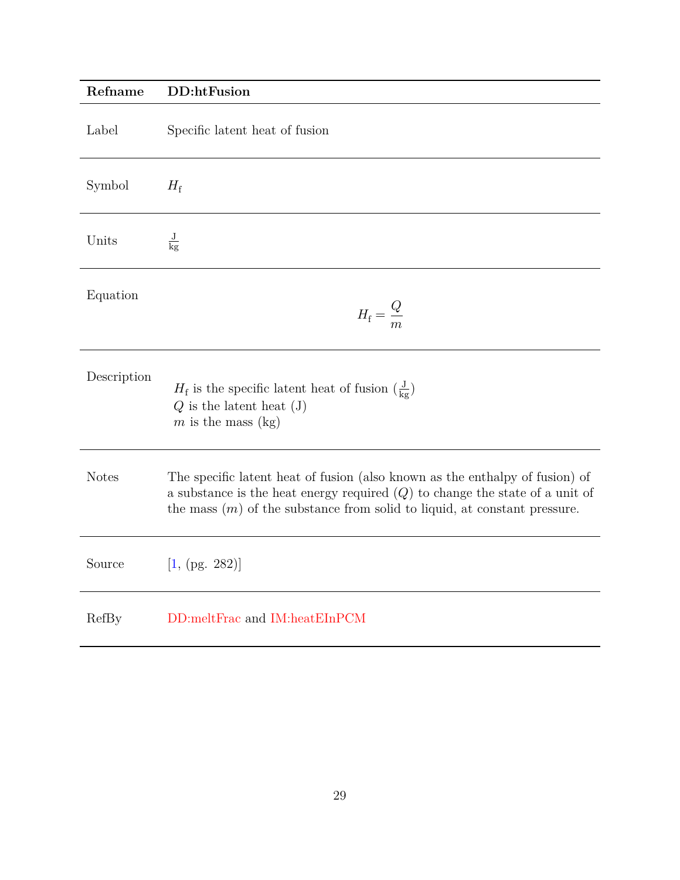| Refname | DD:htFusion |
| --- | --- |
| Label | Specific latent heat of fusion |
| Symbol | $H_\text{f}$ |
| Units | $\frac{\text{J}}{\text{kg}}$ |
| Equation | $$H_\text{f} = \frac{Q}{m}$$ |
| Description | $H_\text{f}$ is the specific latent heat of fusion ($\frac{\text{J}}{\text{kg}}$)<br>$Q$ is the latent heat (J)<br>$m$ is the mass (kg) |
| Notes | The specific latent heat of fusion (also known as the enthalpy of fusion) of a substance is the heat energy required ($Q$) to change the state of a unit of the mass ($m$) of the substance from solid to liquid, at constant pressure. |
| Source | [1, (pg. 282)] |
| RefBy | DD:meltFrac and IM:heatEInPCM |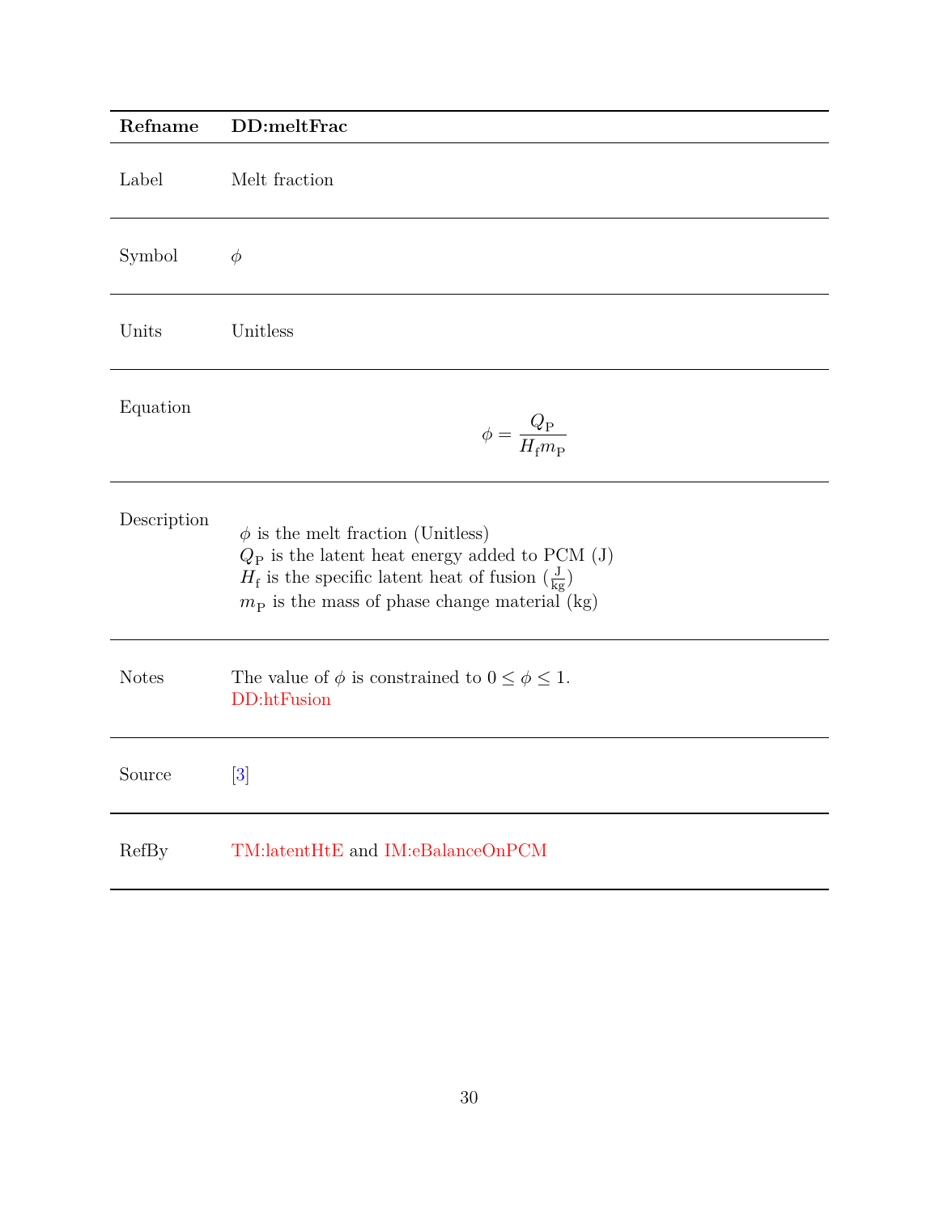| **Refname** | **DD:meltFrac** |
|---|---|
| Label | Melt fraction |
| Symbol | $\phi$ |
| Units | Unitless |
| Equation | $$\phi = \frac{Q_{\text{P}}}{H_{\text{f}} m_{\text{P}}}$$ |
| Description | $\phi$ is the melt fraction (Unitless)<br>$Q_{\text{P}}$ is the latent heat energy added to PCM (J)<br>$H_{\text{f}}$ is the specific latent heat of fusion ($\frac{\text{J}}{\text{kg}}$)<br>$m_{\text{P}}$ is the mass of phase change material (kg) |
| Notes | The value of $\phi$ is constrained to $0 \leq \phi \leq 1$.<br>DD:htFusion |
| Source | [3] |
| RefBy | TM:latentHtE and IM:eBalanceOnPCM |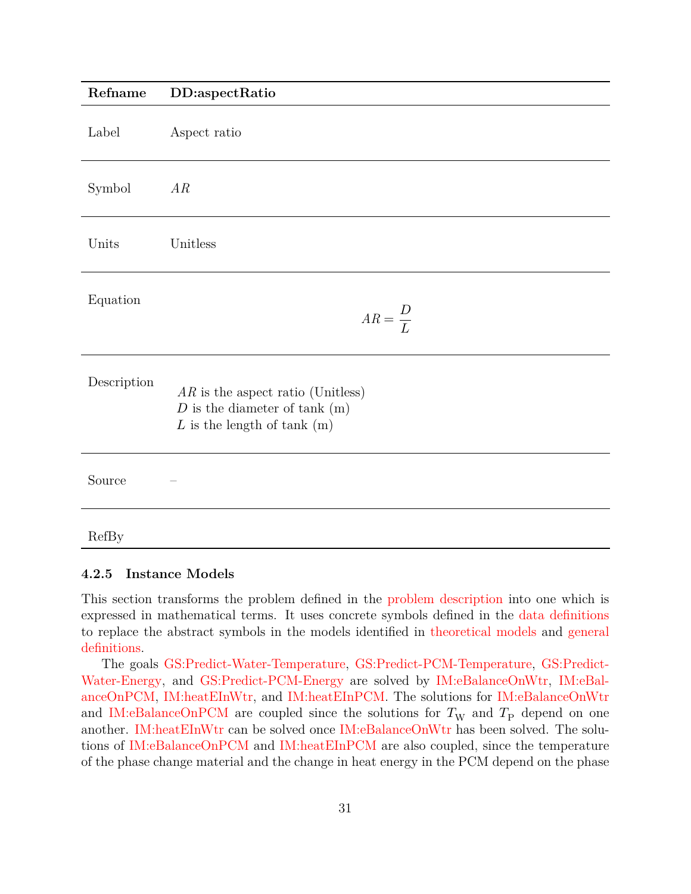| Refname | DD:aspectRatio |
|---|---|
| Label | Aspect ratio |
| Symbol | $AR$ |
| Units | Unitless |
| Equation | $$AR = \frac{D}{L}$$ |
| Description | $AR$ is the aspect ratio (Unitless) <br> $D$ is the diameter of tank (m) <br> $L$ is the length of tank (m) |
| Source | – |
| RefBy | |

### 4.2.5 Instance Models

This section transforms the problem defined in the problem description into one which is expressed in mathematical terms. It uses concrete symbols defined in the data definitions to replace the abstract symbols in the models identified in theoretical models and general definitions.

The goals GS:Predict-Water-Temperature, GS:Predict-PCM-Temperature, GS:Predict-Water-Energy, and GS:Predict-PCM-Energy are solved by IM:eBalanceOnWtr, IM:eBalanceOnPCM, IM:heatEInWtr, and IM:heatEInPCM. The solutions for IM:eBalanceOnWtr and IM:eBalanceOnPCM are coupled since the solutions for $T_{\text{W}}$ and $T_{\text{P}}$ depend on one another. IM:heatEInWtr can be solved once IM:eBalanceOnWtr has been solved. The solutions of IM:eBalanceOnPCM and IM:heatEInPCM are also coupled, since the temperature of the phase change material and the change in heat energy in the PCM depend on the phase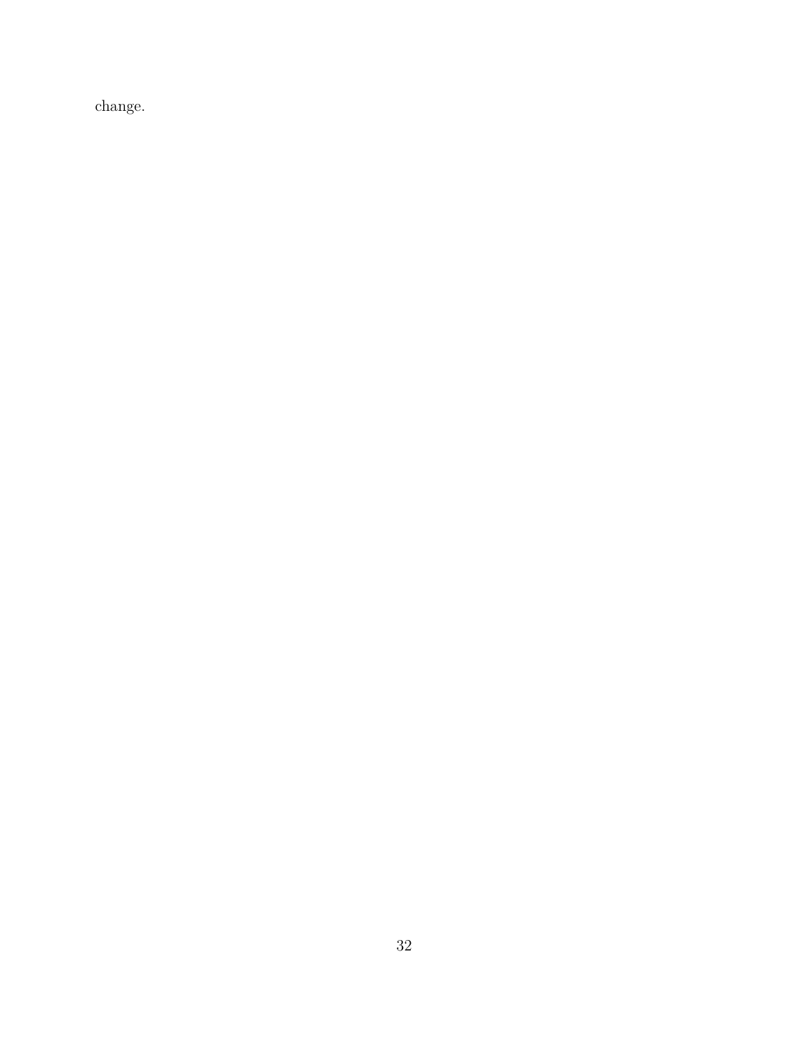change.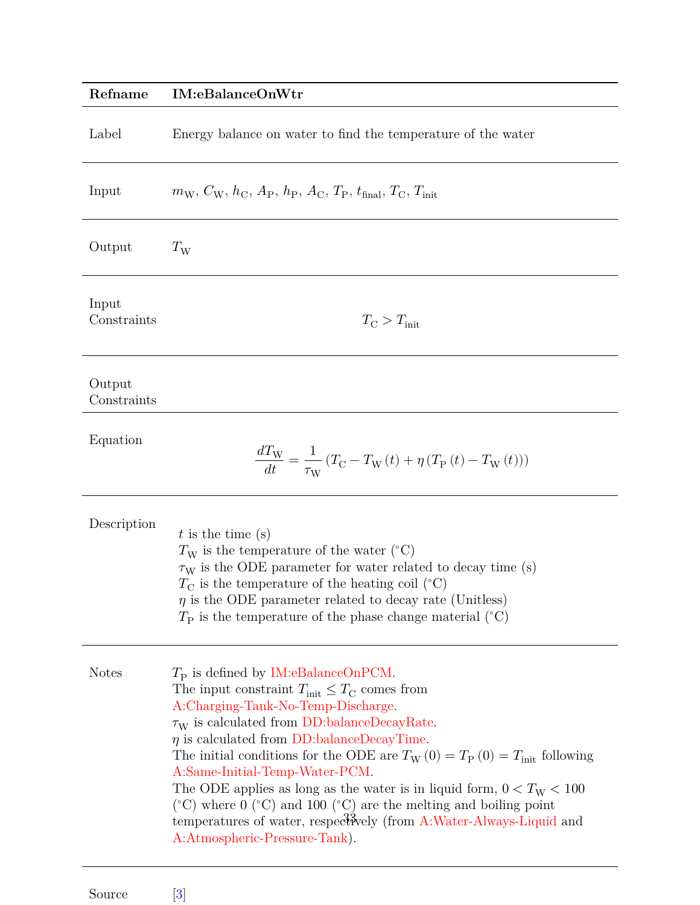| Refname | IM:eBalanceOnWtr |
|---|---|
| Label | Energy balance on water to find the temperature of the water |
| Input | $m_{\text{W}}$, $C_{\text{W}}$, $h_{\text{C}}$, $A_{\text{P}}$, $h_{\text{P}}$, $A_{\text{C}}$, $T_{\text{P}}$, $t_{\text{final}}$, $T_{\text{C}}$, $T_{\text{init}}$ |
| Output | $T_{\text{W}}$ |
| Input Constraints | $T_{\text{C}} > T_{\text{init}}$ |
| Output Constraints | |
| Equation | $\frac{dT_{\text{W}}}{dt} = \frac{1}{\tau_{\text{W}}} \left(T_{\text{C}} - T_{\text{W}}(t) + \eta \left(T_{\text{P}}(t) - T_{\text{W}}(t)\right)\right)$ |
| Description | $t$ is the time (s)<br>$T_{\text{W}}$ is the temperature of the water (°C)<br>$\tau_{\text{W}}$ is the ODE parameter for water related to decay time (s)<br>$T_{\text{C}}$ is the temperature of the heating coil (°C)<br>$\eta$ is the ODE parameter related to decay rate (Unitless)<br>$T_{\text{P}}$ is the temperature of the phase change material (°C) |
| Notes | $T_{\text{P}}$ is defined by IM:eBalanceOnPCM.<br>The input constraint $T_{\text{init}} \leq T_{\text{C}}$ comes from A:Charging-Tank-No-Temp-Discharge.<br>$\tau_{\text{W}}$ is calculated from DD:balanceDecayRate.<br>$\eta$ is calculated from DD:balanceDecayTime.<br>The initial conditions for the ODE are $T_{\text{W}}(0) = T_{\text{P}}(0) = T_{\text{init}}$ following A:Same-Initial-Temp-Water-PCM.<br>The ODE applies as long as the water is in liquid form, $0 < T_{\text{W}} < 100$ (°C) where 0 (°C) and 100 (°C) are the melting and boiling point temperatures of water, respectively (from A:Water-Always-Liquid and A:Atmospheric-Pressure-Tank). |
| Source | [3] |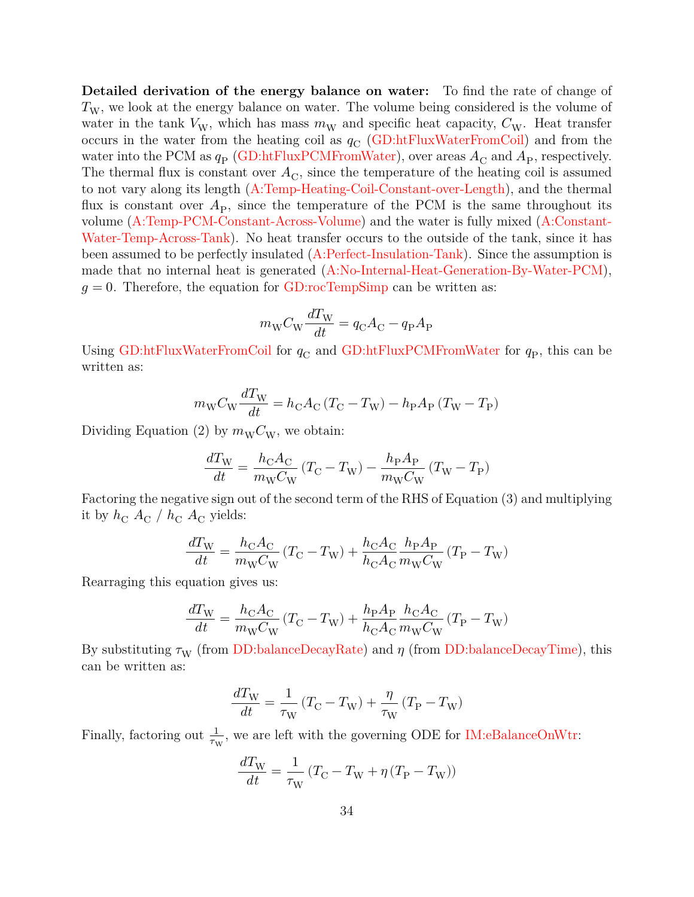**Detailed derivation of the energy balance on water:** To find the rate of change of $T_{\text{W}}$, we look at the energy balance on water. The volume being considered is the volume of water in the tank $V_{\text{W}}$, which has mass $m_{\text{W}}$ and specific heat capacity, $C_{\text{W}}$. Heat transfer occurs in the water from the heating coil as $q_{\text{C}}$ (GD:htFluxWaterFromCoil) and from the water into the PCM as $q_{\text{P}}$ (GD:htFluxPCMFromWater), over areas $A_{\text{C}}$ and $A_{\text{P}}$, respectively. The thermal flux is constant over $A_{\text{C}}$, since the temperature of the heating coil is assumed to not vary along its length (A:Temp-Heating-Coil-Constant-over-Length), and the thermal flux is constant over $A_{\text{P}}$, since the temperature of the PCM is the same throughout its volume (A:Temp-PCM-Constant-Across-Volume) and the water is fully mixed (A:Constant-Water-Temp-Across-Tank). No heat transfer occurs to the outside of the tank, since it has been assumed to be perfectly insulated (A:Perfect-Insulation-Tank). Since the assumption is made that no internal heat is generated (A:No-Internal-Heat-Generation-By-Water-PCM), $g = 0$. Therefore, the equation for GD:rocTempSimp can be written as:

$$m_{\text{W}} C_{\text{W}} \frac{dT_{\text{W}}}{dt} = q_{\text{C}} A_{\text{C}} - q_{\text{P}} A_{\text{P}}$$

Using GD:htFluxWaterFromCoil for $q_{\text{C}}$ and GD:htFluxPCMFromWater for $q_{\text{P}}$, this can be written as:

$$m_{\text{W}} C_{\text{W}} \frac{dT_{\text{W}}}{dt} = h_{\text{C}} A_{\text{C}} \left(T_{\text{C}} - T_{\text{W}}\right) - h_{\text{P}} A_{\text{P}} \left(T_{\text{W}} - T_{\text{P}}\right)$$

Dividing Equation (2) by $m_{\text{W}} C_{\text{W}}$, we obtain:

$$\frac{dT_{\text{W}}}{dt} = \frac{h_{\text{C}} A_{\text{C}}}{m_{\text{W}} C_{\text{W}}} \left(T_{\text{C}} - T_{\text{W}}\right) - \frac{h_{\text{P}} A_{\text{P}}}{m_{\text{W}} C_{\text{W}}} \left(T_{\text{W}} - T_{\text{P}}\right)$$

Factoring the negative sign out of the second term of the RHS of Equation (3) and multiplying it by $h_{\text{C}}\ A_{\text{C}}\ /\ h_{\text{C}}\ A_{\text{C}}$ yields:

$$\frac{dT_{\text{W}}}{dt} = \frac{h_{\text{C}} A_{\text{C}}}{m_{\text{W}} C_{\text{W}}} \left(T_{\text{C}} - T_{\text{W}}\right) + \frac{h_{\text{C}} A_{\text{C}}}{h_{\text{C}} A_{\text{C}}} \frac{h_{\text{P}} A_{\text{P}}}{m_{\text{W}} C_{\text{W}}} \left(T_{\text{P}} - T_{\text{W}}\right)$$

Rearraging this equation gives us:

$$\frac{dT_{\text{W}}}{dt} = \frac{h_{\text{C}} A_{\text{C}}}{m_{\text{W}} C_{\text{W}}} \left(T_{\text{C}} - T_{\text{W}}\right) + \frac{h_{\text{P}} A_{\text{P}}}{h_{\text{C}} A_{\text{C}}} \frac{h_{\text{C}} A_{\text{C}}}{m_{\text{W}} C_{\text{W}}} \left(T_{\text{P}} - T_{\text{W}}\right)$$

By substituting $\tau_{\text{W}}$ (from DD:balanceDecayRate) and $\eta$ (from DD:balanceDecayTime), this can be written as:

$$\frac{dT_{\text{W}}}{dt} = \frac{1}{\tau_{\text{W}}} \left(T_{\text{C}} - T_{\text{W}}\right) + \frac{\eta}{\tau_{\text{W}}} \left(T_{\text{P}} - T_{\text{W}}\right)$$

Finally, factoring out $\frac{1}{\tau_{\text{W}}}$, we are left with the governing ODE for IM:eBalanceOnWtr:

$$\frac{dT_{\text{W}}}{dt} = \frac{1}{\tau_{\text{W}}} \left(T_{\text{C}} - T_{\text{W}} + \eta \left(T_{\text{P}} - T_{\text{W}}\right)\right)$$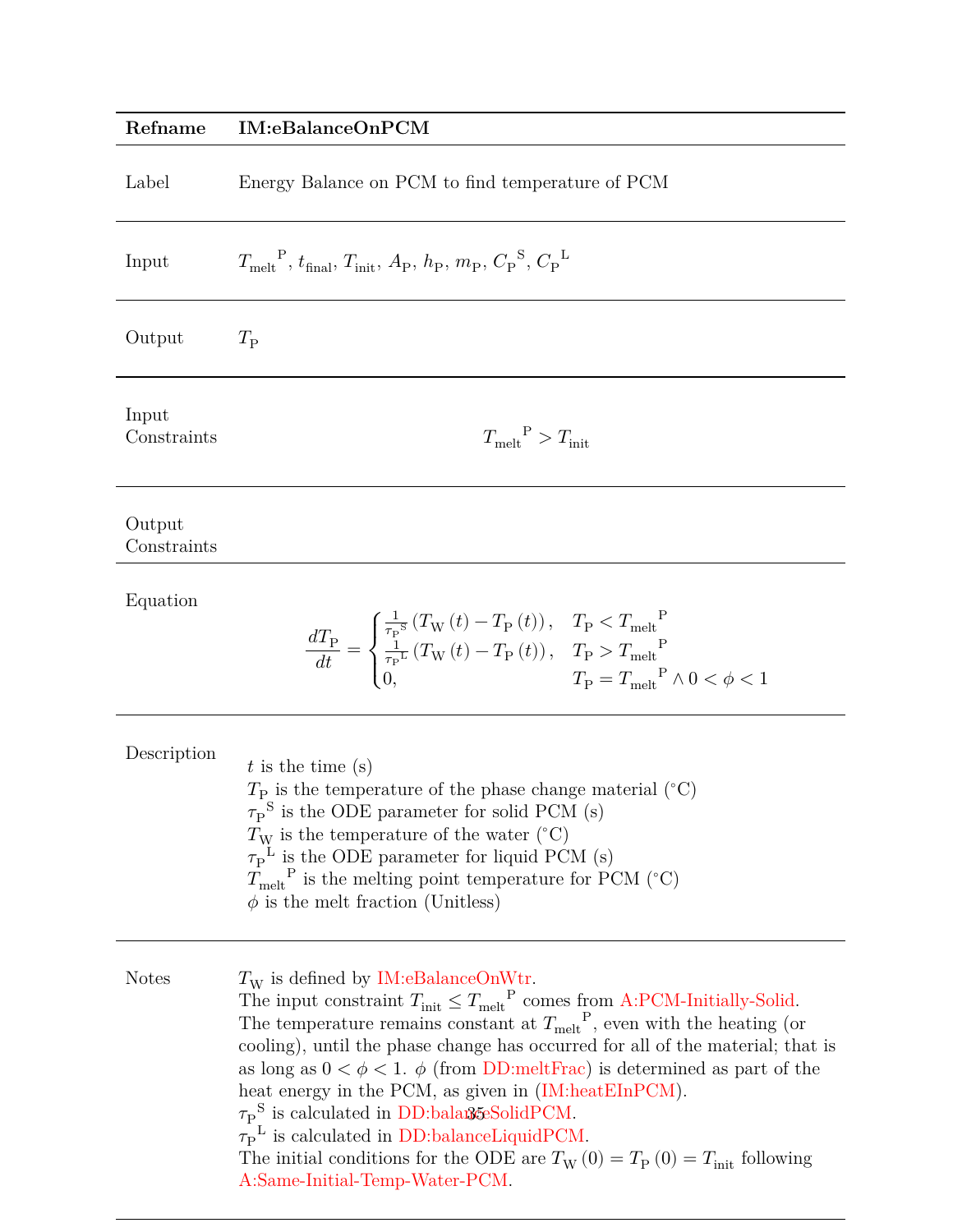| Refname | **IM:eBalanceOnPCM** |
|---|---|
| Label | Energy Balance on PCM to find temperature of PCM |
| Input | ${T_{\text{melt}}}^{\text{P}}$, $t_{\text{final}}$, $T_{\text{init}}$, $A_{\text{P}}$, $h_{\text{P}}$, $m_{\text{P}}$, ${C_{\text{P}}}^{\text{S}}$, ${C_{\text{P}}}^{\text{L}}$ |
| Output | $T_{\text{P}}$ |
| Input Constraints | ${T_{\text{melt}}}^{\text{P}} > T_{\text{init}}$ |
| Output Constraints | |
| Equation | $$\frac{dT_{\text{P}}}{dt} = \begin{cases} \frac{1}{{\tau_{\text{P}}}^{\text{S}}}\left(T_{\text{W}}\left(t\right) - T_{\text{P}}\left(t\right)\right), & T_{\text{P}} < {T_{\text{melt}}}^{\text{P}} \\ \frac{1}{{\tau_{\text{P}}}^{\text{L}}}\left(T_{\text{W}}\left(t\right) - T_{\text{P}}\left(t\right)\right), & T_{\text{P}} > {T_{\text{melt}}}^{\text{P}} \\ 0, & T_{\text{P}} = {T_{\text{melt}}}^{\text{P}} \wedge 0 < \phi < 1 \end{cases}$$ |
| Description | $t$ is the time (s)<br>$T_{\text{P}}$ is the temperature of the phase change material (°C)<br>${\tau_{\text{P}}}^{\text{S}}$ is the ODE parameter for solid PCM (s)<br>$T_{\text{W}}$ is the temperature of the water (°C)<br>${\tau_{\text{P}}}^{\text{L}}$ is the ODE parameter for liquid PCM (s)<br>${T_{\text{melt}}}^{\text{P}}$ is the melting point temperature for PCM (°C)<br>$\phi$ is the melt fraction (Unitless) |
| Notes | $T_{\text{W}}$ is defined by IM:eBalanceOnWtr.<br>The input constraint $T_{\text{init}} \leq {T_{\text{melt}}}^{\text{P}}$ comes from A:PCM-Initially-Solid.<br>The temperature remains constant at ${T_{\text{melt}}}^{\text{P}}$, even with the heating (or cooling), until the phase change has occurred for all of the material; that is as long as $0 < \phi < 1$. $\phi$ (from DD:meltFrac) is determined as part of the heat energy in the PCM, as given in (IM:heatEInPCM).<br>${\tau_{\text{P}}}^{\text{S}}$ is calculated in DD:balanceSolidPCM.<br>${\tau_{\text{P}}}^{\text{L}}$ is calculated in DD:balanceLiquidPCM.<br>The initial conditions for the ODE are $T_{\text{W}}\left(0\right) = T_{\text{P}}\left(0\right) = T_{\text{init}}$ following A:Same-Initial-Temp-Water-PCM. |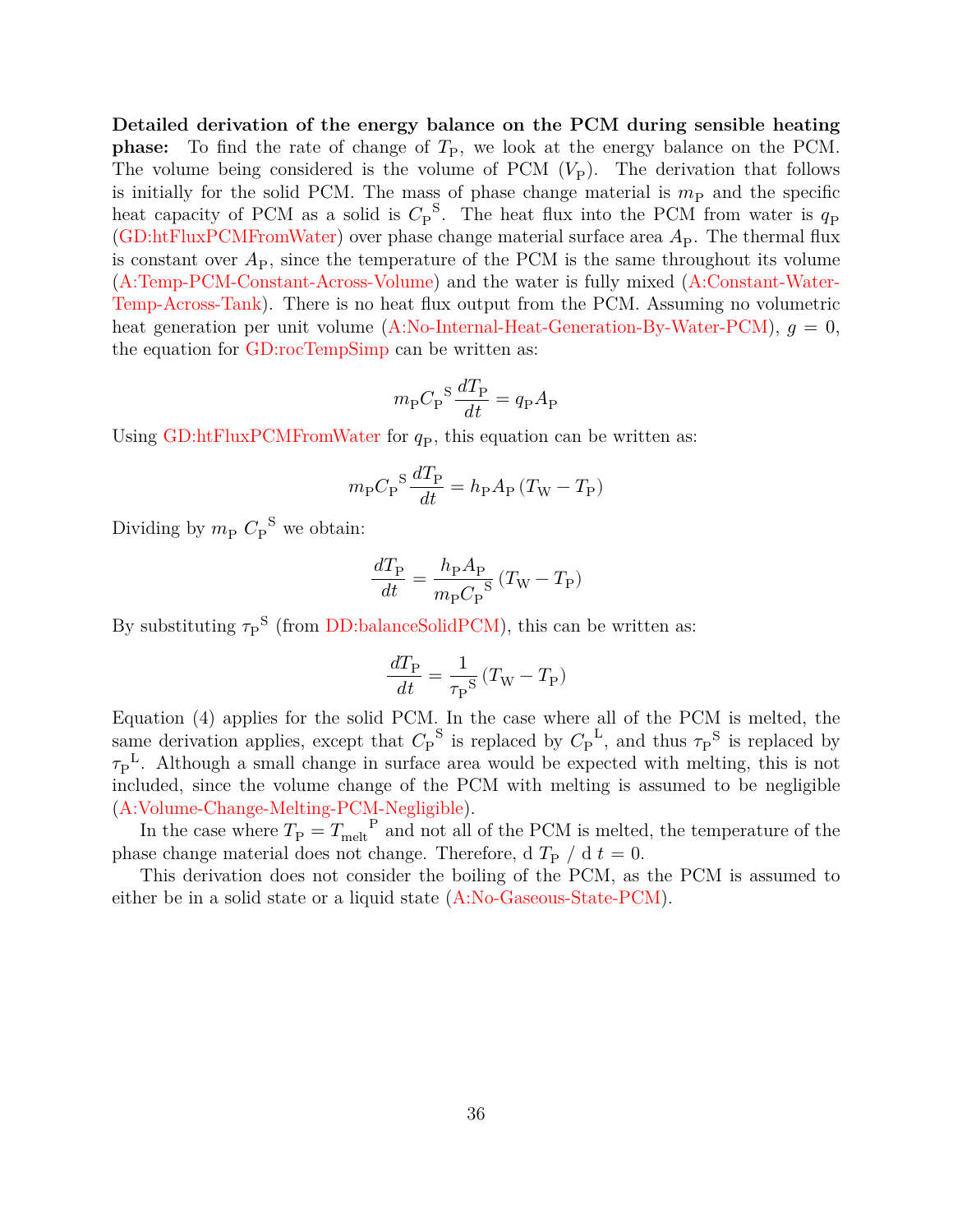**Detailed derivation of the energy balance on the PCM during sensible heating phase:** To find the rate of change of $T_{\text{P}}$, we look at the energy balance on the PCM. The volume being considered is the volume of PCM ($V_{\text{P}}$). The derivation that follows is initially for the solid PCM. The mass of phase change material is $m_{\text{P}}$ and the specific heat capacity of PCM as a solid is ${C_{\text{P}}}^{\text{S}}$. The heat flux into the PCM from water is $q_{\text{P}}$ (GD:htFluxPCMFromWater) over phase change material surface area $A_{\text{P}}$. The thermal flux is constant over $A_{\text{P}}$, since the temperature of the PCM is the same throughout its volume (A:Temp-PCM-Constant-Across-Volume) and the water is fully mixed (A:Constant-Water-Temp-Across-Tank). There is no heat flux output from the PCM. Assuming no volumetric heat generation per unit volume (A:No-Internal-Heat-Generation-By-Water-PCM), $g = 0$, the equation for GD:rocTempSimp can be written as:

$$m_{\text{P}} {C_{\text{P}}}^{\text{S}} \frac{dT_{\text{P}}}{dt} = q_{\text{P}} A_{\text{P}}$$

Using GD:htFluxPCMFromWater for $q_{\text{P}}$, this equation can be written as:

$$m_{\text{P}} {C_{\text{P}}}^{\text{S}} \frac{dT_{\text{P}}}{dt} = h_{\text{P}} A_{\text{P}} \left(T_{\text{W}} - T_{\text{P}}\right)$$

Dividing by $m_{\text{P}}$ ${C_{\text{P}}}^{\text{S}}$ we obtain:

$$\frac{dT_{\text{P}}}{dt} = \frac{h_{\text{P}} A_{\text{P}}}{m_{\text{P}} {C_{\text{P}}}^{\text{S}}} \left(T_{\text{W}} - T_{\text{P}}\right)$$

By substituting ${\tau_{\text{P}}}^{\text{S}}$ (from DD:balanceSolidPCM), this can be written as:

$$\frac{dT_{\text{P}}}{dt} = \frac{1}{{\tau_{\text{P}}}^{\text{S}}} \left(T_{\text{W}} - T_{\text{P}}\right)$$

Equation (4) applies for the solid PCM. In the case where all of the PCM is melted, the same derivation applies, except that ${C_{\text{P}}}^{\text{S}}$ is replaced by ${C_{\text{P}}}^{\text{L}}$, and thus ${\tau_{\text{P}}}^{\text{S}}$ is replaced by ${\tau_{\text{P}}}^{\text{L}}$. Although a small change in surface area would be expected with melting, this is not included, since the volume change of the PCM with melting is assumed to be negligible (A:Volume-Change-Melting-PCM-Negligible).

In the case where $T_{\text{P}} = {T_{\text{melt}}}^{\text{P}}$ and not all of the PCM is melted, the temperature of the phase change material does not change. Therefore, d $T_{\text{P}}$ / d $t = 0$.

This derivation does not consider the boiling of the PCM, as the PCM is assumed to either be in a solid state or a liquid state (A:No-Gaseous-State-PCM).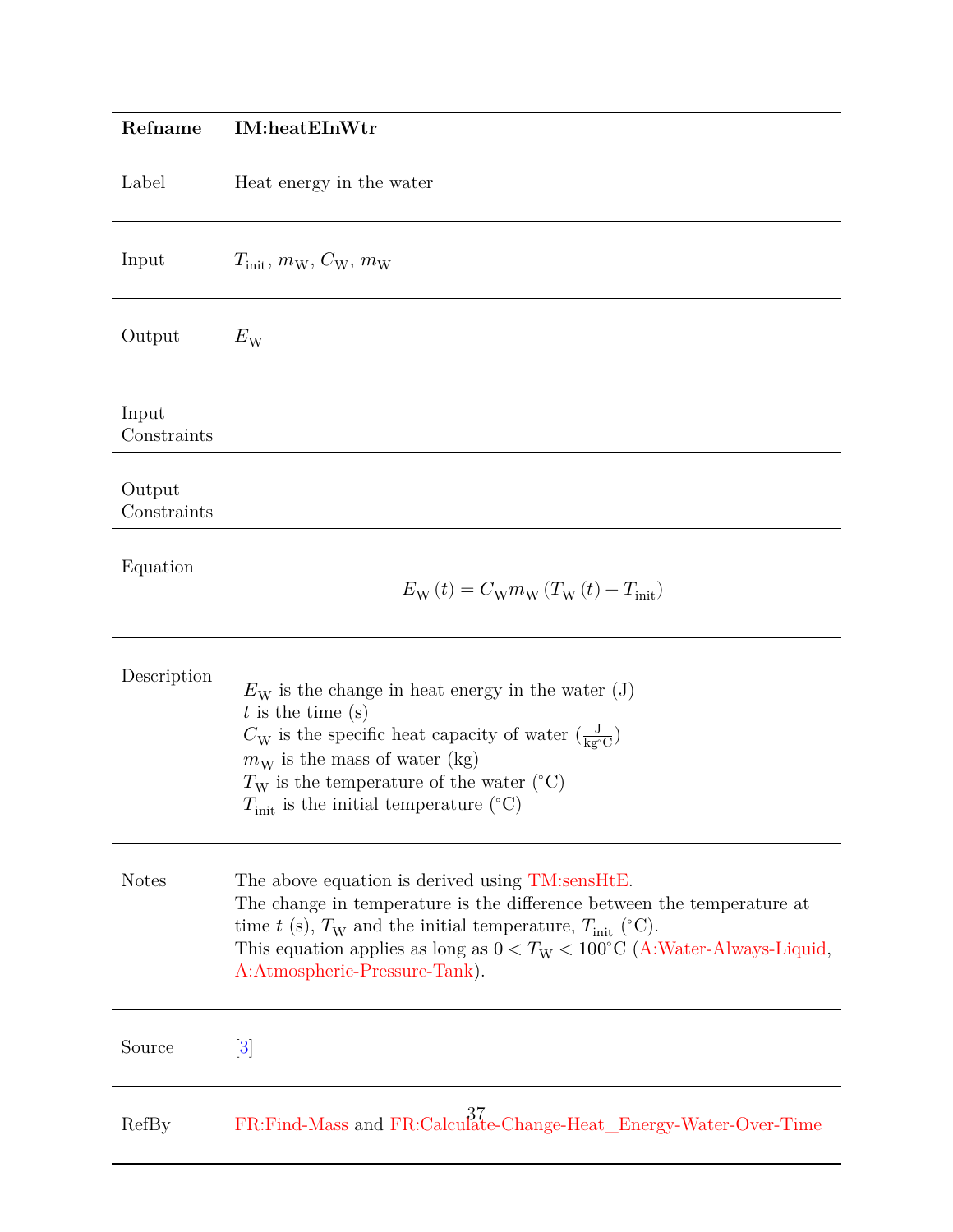| Refname | IM:heatEInWtr |
|---|---|
| Label | Heat energy in the water |
| Input | $T_{\text{init}}$, $m_{\text{W}}$, $C_{\text{W}}$, $m_{\text{W}}$ |
| Output | $E_{\text{W}}$ |
| Input Constraints | |
| Output Constraints | |
| Equation | $$E_{\text{W}}(t) = C_{\text{W}} m_{\text{W}} (T_{\text{W}}(t) - T_{\text{init}})$$ |
| Description | $E_{\text{W}}$ is the change in heat energy in the water (J)<br>$t$ is the time (s)<br>$C_{\text{W}}$ is the specific heat capacity of water ($\frac{\text{J}}{\text{kg}^{\circ}\text{C}}$)<br>$m_{\text{W}}$ is the mass of water (kg)<br>$T_{\text{W}}$ is the temperature of the water ($^{\circ}$C)<br>$T_{\text{init}}$ is the initial temperature ($^{\circ}$C) |
| Notes | The above equation is derived using TM:sensHtE.<br>The change in temperature is the difference between the temperature at time $t$ (s), $T_{\text{W}}$ and the initial temperature, $T_{\text{init}}$ ($^{\circ}$C).<br>This equation applies as long as $0 < T_{\text{W}} < 100^{\circ}$C (A:Water-Always-Liquid, A:Atmospheric-Pressure-Tank). |
| Source | [3] |
| RefBy | FR:Find-Mass and FR:Calculate-Change-Heat_Energy-Water-Over-Time |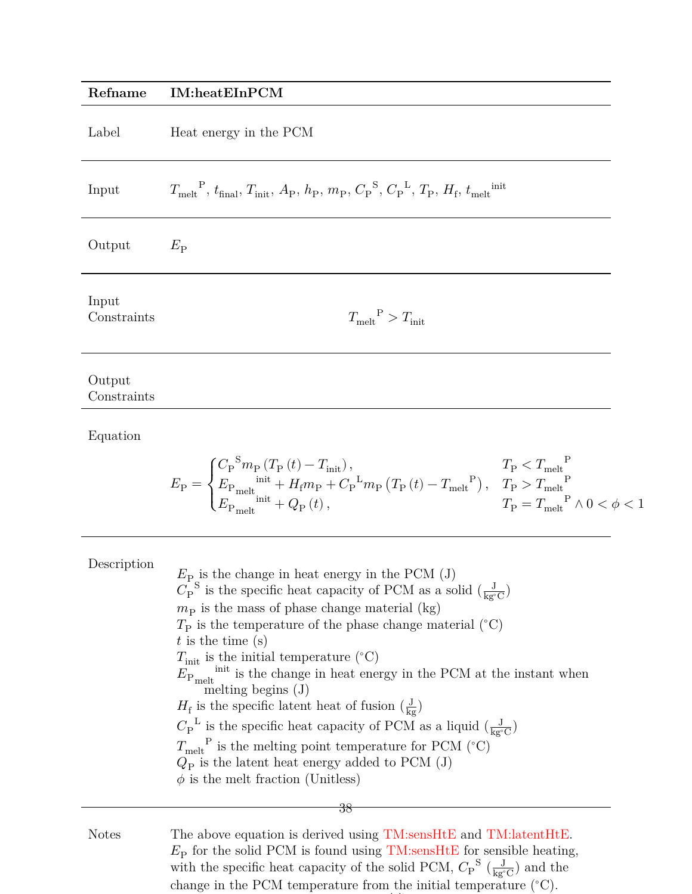| Refname | IM:heatEInPCM |
|---|---|
| Label | Heat energy in the PCM |
| Input | ${T_{\text{melt}}}^{\text{P}}$, $t_{\text{final}}$, $T_{\text{init}}$, $A_{\text{P}}$, $h_{\text{P}}$, $m_{\text{P}}$, ${C_{\text{P}}}^{\text{S}}$, ${C_{\text{P}}}^{\text{L}}$, $T_{\text{P}}$, $H_{\text{f}}$, ${t_{\text{melt}}}^{\text{init}}$ |
| Output | $E_{\text{P}}$ |
| Input Constraints | ${T_{\text{melt}}}^{\text{P}} > T_{\text{init}}$ |
| Output Constraints | |

Equation

$$E_{\text{P}} = \begin{cases} {C_{\text{P}}}^{\text{S}} m_{\text{P}} \left(T_{\text{P}}\left(t\right) - T_{\text{init}}\right), & T_{\text{P}} < {T_{\text{melt}}}^{\text{P}} \\ {E_{\text{P}_{\text{melt}}}}^{\text{init}} + H_{\text{f}} m_{\text{P}} + {C_{\text{P}}}^{\text{L}} m_{\text{P}} \left(T_{\text{P}}\left(t\right) - {T_{\text{melt}}}^{\text{P}}\right), & T_{\text{P}} > {T_{\text{melt}}}^{\text{P}} \\ {E_{\text{P}_{\text{melt}}}}^{\text{init}} + Q_{\text{P}}\left(t\right), & T_{\text{P}} = {T_{\text{melt}}}^{\text{P}} \land 0 < \phi < 1 \end{cases}$$

Description

$E_{\text{P}}$ is the change in heat energy in the PCM (J)
${C_{\text{P}}}^{\text{S}}$ is the specific heat capacity of PCM as a solid ($\frac{\text{J}}{\text{kg}^{\circ}\text{C}}$)
$m_{\text{P}}$ is the mass of phase change material (kg)
$T_{\text{P}}$ is the temperature of the phase change material (°C)
$t$ is the time (s)
$T_{\text{init}}$ is the initial temperature (°C)
${E_{\text{P}_{\text{melt}}}}^{\text{init}}$ is the change in heat energy in the PCM at the instant when melting begins (J)
$H_{\text{f}}$ is the specific latent heat of fusion ($\frac{\text{J}}{\text{kg}}$)
${C_{\text{P}}}^{\text{L}}$ is the specific heat capacity of PCM as a liquid ($\frac{\text{J}}{\text{kg}^{\circ}\text{C}}$)
${T_{\text{melt}}}^{\text{P}}$ is the melting point temperature for PCM (°C)
$Q_{\text{P}}$ is the latent heat energy added to PCM (J)
$\phi$ is the melt fraction (Unitless)

Notes

The above equation is derived using TM:sensHtE and TM:latentHtE. $E_{\text{P}}$ for the solid PCM is found using TM:sensHtE for sensible heating, with the specific heat capacity of the solid PCM, ${C_{\text{P}}}^{\text{S}}$ ($\frac{\text{J}}{\text{kg}^{\circ}\text{C}}$) and the change in the PCM temperature from the initial temperature (°C).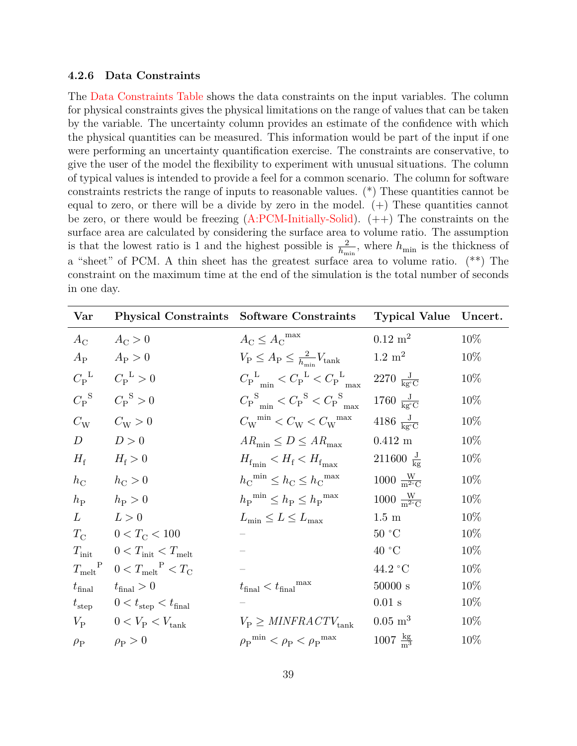### 4.2.6 Data Constraints

The Data Constraints Table shows the data constraints on the input variables. The column for physical constraints gives the physical limitations on the range of values that can be taken by the variable. The uncertainty column provides an estimate of the confidence with which the physical quantities can be measured. This information would be part of the input if one were performing an uncertainty quantification exercise. The constraints are conservative, to give the user of the model the flexibility to experiment with unusual situations. The column of typical values is intended to provide a feel for a common scenario. The column for software constraints restricts the range of inputs to reasonable values. (*) These quantities cannot be equal to zero, or there will be a divide by zero in the model. (+) These quantities cannot be zero, or there would be freezing (A:PCM-Initially-Solid). (++) The constraints on the surface area are calculated by considering the surface area to volume ratio. The assumption is that the lowest ratio is 1 and the highest possible is $\frac{2}{h_{\text{min}}}$, where $h_{\text{min}}$ is the thickness of a "sheet" of PCM. A thin sheet has the greatest surface area to volume ratio. (**) The constraint on the maximum time at the end of the simulation is the total number of seconds in one day.

| Var | Physical Constraints | Software Constraints | Typical Value | Uncert. |
|---|---|---|---|---|
| $A_{\text{C}}$ | $A_{\text{C}} > 0$ | $A_{\text{C}} \leq {A_{\text{C}}}^{\text{max}}$ | 0.12 $\text{m}^2$ | 10% |
| $A_{\text{P}}$ | $A_{\text{P}} > 0$ | $V_{\text{P}} \leq A_{\text{P}} \leq \frac{2}{h_{\text{min}}} V_{\text{tank}}$ | 1.2 $\text{m}^2$ | 10% |
| ${C_{\text{P}}}^{\text{L}}$ | ${C_{\text{P}}}^{\text{L}} > 0$ | ${C_{\text{P}}}^{\text{L}}_{\text{min}} < {C_{\text{P}}}^{\text{L}} < {C_{\text{P}}}^{\text{L}}_{\text{max}}$ | 2270 $\frac{\text{J}}{\text{kg}^\circ\text{C}}$ | 10% |
| ${C_{\text{P}}}^{\text{S}}$ | ${C_{\text{P}}}^{\text{S}} > 0$ | ${C_{\text{P}}}^{\text{S}}_{\text{min}} < {C_{\text{P}}}^{\text{S}} < {C_{\text{P}}}^{\text{S}}_{\text{max}}$ | 1760 $\frac{\text{J}}{\text{kg}^\circ\text{C}}$ | 10% |
| $C_{\text{W}}$ | $C_{\text{W}} > 0$ | ${C_{\text{W}}}^{\text{min}} < C_{\text{W}} < {C_{\text{W}}}^{\text{max}}$ | 4186 $\frac{\text{J}}{\text{kg}^\circ\text{C}}$ | 10% |
| $D$ | $D > 0$ | $AR_{\text{min}} \leq D \leq AR_{\text{max}}$ | 0.412 m | 10% |
| $H_{\text{f}}$ | $H_{\text{f}} > 0$ | $H_{\text{f}_{\text{min}}} < H_{\text{f}} < H_{\text{f}_{\text{max}}}$ | 211600 $\frac{\text{J}}{\text{kg}}$ | 10% |
| $h_{\text{C}}$ | $h_{\text{C}} > 0$ | ${h_{\text{C}}}^{\text{min}} \leq h_{\text{C}} \leq {h_{\text{C}}}^{\text{max}}$ | 1000 $\frac{\text{W}}{\text{m}^{2\circ}\text{C}}$ | 10% |
| $h_{\text{P}}$ | $h_{\text{P}} > 0$ | ${h_{\text{P}}}^{\text{min}} \leq h_{\text{P}} \leq {h_{\text{P}}}^{\text{max}}$ | 1000 $\frac{\text{W}}{\text{m}^{2\circ}\text{C}}$ | 10% |
| $L$ | $L > 0$ | $L_{\text{min}} \leq L \leq L_{\text{max}}$ | 1.5 m | 10% |
| $T_{\text{C}}$ | $0 < T_{\text{C}} < 100$ | – | 50 °C | 10% |
| $T_{\text{init}}$ | $0 < T_{\text{init}} < T_{\text{melt}}$ | – | 40 °C | 10% |
| ${T_{\text{melt}}}^{\text{P}}$ | $0 < {T_{\text{melt}}}^{\text{P}} < T_{\text{C}}$ | – | 44.2 °C | 10% |
| $t_{\text{final}}$ | $t_{\text{final}} > 0$ | $t_{\text{final}} < {t_{\text{final}}}^{\text{max}}$ | 50000 s | 10% |
| $t_{\text{step}}$ | $0 < t_{\text{step}} < t_{\text{final}}$ | – | 0.01 s | 10% |
| $V_{\text{P}}$ | $0 < V_{\text{P}} < V_{\text{tank}}$ | $V_{\text{P}} \geq \mathit{MINFRACT} V_{\text{tank}}$ | 0.05 $\text{m}^3$ | 10% |
| $\rho_{\text{P}}$ | $\rho_{\text{P}} > 0$ | ${\rho_{\text{P}}}^{\text{min}} < \rho_{\text{P}} < {\rho_{\text{P}}}^{\text{max}}$ | 1007 $\frac{\text{kg}}{\text{m}^3}$ | 10% |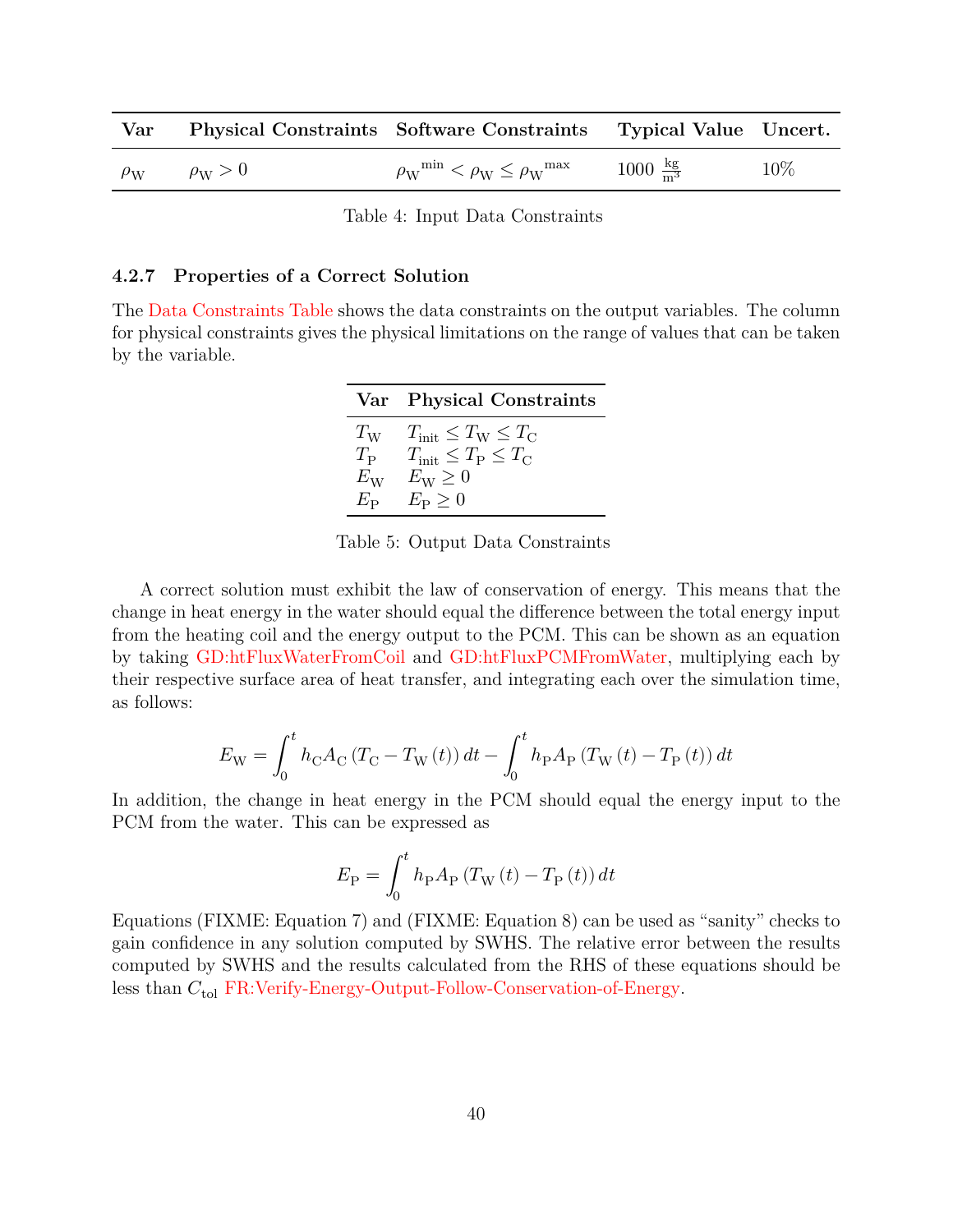| Var | Physical Constraints | Software Constraints | Typical Value | Uncert. |
|---|---|---|---|---|
| $\rho_{\text{W}}$ | $\rho_{\text{W}} > 0$ | ${\rho_{\text{W}}}^{\text{min}} < \rho_{\text{W}} \leq {\rho_{\text{W}}}^{\text{max}}$ | $1000\ \frac{\text{kg}}{\text{m}^3}$ | 10% |

Table 4: Input Data Constraints

#### 4.2.7 Properties of a Correct Solution

The Data Constraints Table shows the data constraints on the output variables. The column for physical constraints gives the physical limitations on the range of values that can be taken by the variable.

| Var | Physical Constraints |
|---|---|
| $T_{\text{W}}$ | $T_{\text{init}} \leq T_{\text{W}} \leq T_{\text{C}}$ |
| $T_{\text{P}}$ | $T_{\text{init}} \leq T_{\text{P}} \leq T_{\text{C}}$ |
| $E_{\text{W}}$ | $E_{\text{W}} \geq 0$ |
| $E_{\text{P}}$ | $E_{\text{P}} \geq 0$ |

Table 5: Output Data Constraints

A correct solution must exhibit the law of conservation of energy. This means that the change in heat energy in the water should equal the difference between the total energy input from the heating coil and the energy output to the PCM. This can be shown as an equation by taking GD:htFluxWaterFromCoil and GD:htFluxPCMFromWater, multiplying each by their respective surface area of heat transfer, and integrating each over the simulation time, as follows:

$$E_{\text{W}} = \int_{0}^{t} h_{\text{C}} A_{\text{C}} \left(T_{\text{C}} - T_{\text{W}}(t)\right) dt - \int_{0}^{t} h_{\text{P}} A_{\text{P}} \left(T_{\text{W}}(t) - T_{\text{P}}(t)\right) dt$$

In addition, the change in heat energy in the PCM should equal the energy input to the PCM from the water. This can be expressed as

$$E_{\text{P}} = \int_{0}^{t} h_{\text{P}} A_{\text{P}} \left(T_{\text{W}}(t) - T_{\text{P}}(t)\right) dt$$

Equations (FIXME: Equation 7) and (FIXME: Equation 8) can be used as "sanity" checks to gain confidence in any solution computed by SWHS. The relative error between the results computed by SWHS and the results calculated from the RHS of these equations should be less than $C_{\text{tol}}$ FR:Verify-Energy-Output-Follow-Conservation-of-Energy.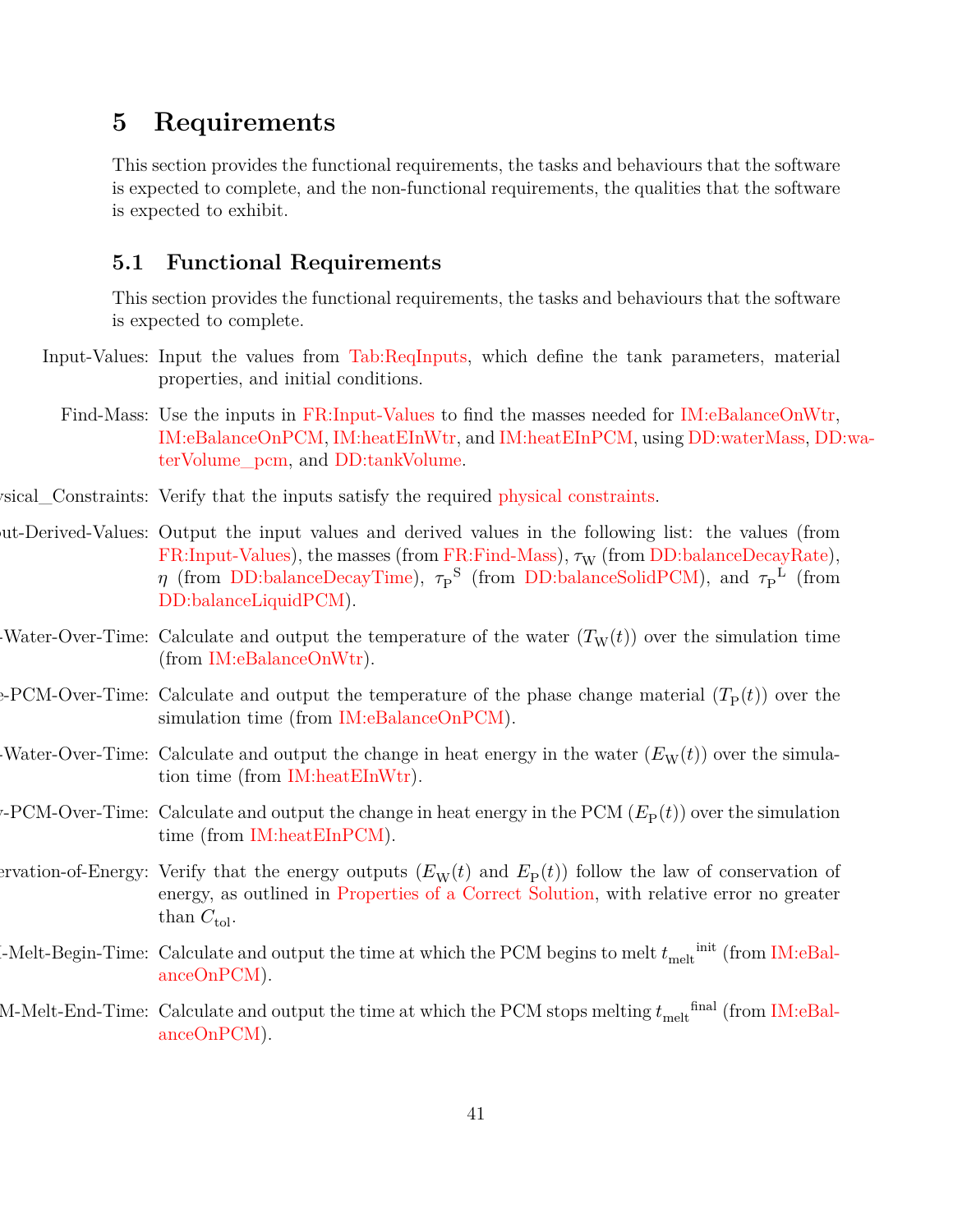# 5 Requirements

This section provides the functional requirements, the tasks and behaviours that the software is expected to complete, and the non-functional requirements, the qualities that the software is expected to exhibit.

## 5.1 Functional Requirements

This section provides the functional requirements, the tasks and behaviours that the software is expected to complete.

ysical_Constraints: Verify that the inputs satisfy the required physical constraints.

Input-Values: Input the values from Tab:ReqInputs, which define the tank parameters, material properties, and initial conditions.

Find-Mass: Use the inputs in FR:Input-Values to find the masses needed for IM:eBalanceOnWtr, IM:eBalanceOnPCM, IM:heatEInWtr, and IM:heatEInPCM, using DD:waterMass, DD:waterVolume_pcm, and DD:tankVolume.

ut-Derived-Values: Output the input values and derived values in the following list: the values (from FR:Input-Values), the masses (from FR:Find-Mass), $\tau_{W}$ (from DD:balanceDecayRate), $\eta$ (from DD:balanceDecayTime), $\tau_{P}^{S}$ (from DD:balanceSolidPCM), and $\tau_{P}^{L}$ (from DD:balanceLiquidPCM).

-Water-Over-Time: Calculate and output the temperature of the water ($T_{W}(t)$) over the simulation time (from IM:eBalanceOnWtr).

e-PCM-Over-Time: Calculate and output the temperature of the phase change material ($T_{P}(t)$) over the simulation time (from IM:eBalanceOnPCM).

-Water-Over-Time: Calculate and output the change in heat energy in the water ($E_{W}(t)$) over the simulation time (from IM:heatEInWtr).

-PCM-Over-Time: Calculate and output the change in heat energy in the PCM ($E_{P}(t)$) over the simulation time (from IM:heatEInPCM).

ervation-of-Energy: Verify that the energy outputs ($E_{W}(t)$ and $E_{P}(t)$) follow the law of conservation of energy, as outlined in Properties of a Correct Solution, with relative error no greater than $C_{\text{tol}}$.

-Melt-Begin-Time: Calculate and output the time at which the PCM begins to melt $t_{\text{melt}}^{\text{init}}$ (from IM:eBalanceOnPCM).

M-Melt-End-Time: Calculate and output the time at which the PCM stops melting $t_{\text{melt}}^{\text{final}}$ (from IM:eBalanceOnPCM).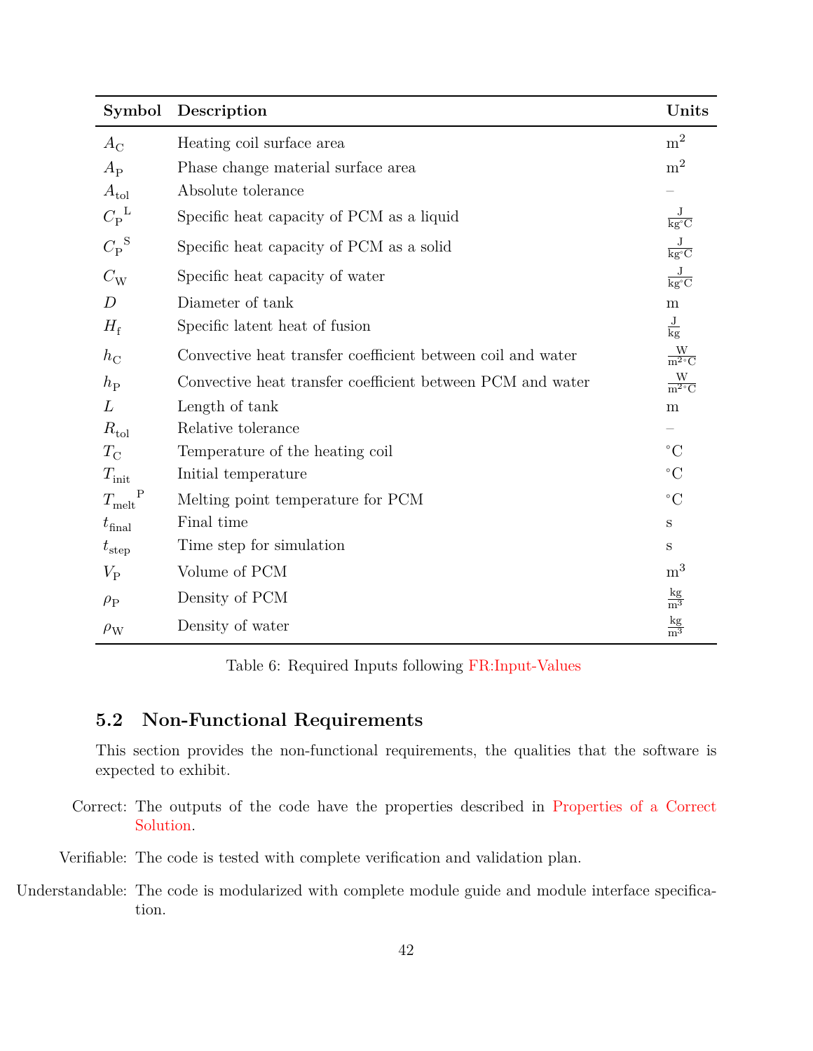| Symbol | Description | Units |
|---|---|---|
| $A_{\text{C}}$ | Heating coil surface area | $\text{m}^2$ |
| $A_{\text{P}}$ | Phase change material surface area | $\text{m}^2$ |
| $A_{\text{tol}}$ | Absolute tolerance | – |
| ${C_{\text{P}}}^{\text{L}}$ | Specific heat capacity of PCM as a liquid | $\frac{\text{J}}{\text{kg}^{\circ}\text{C}}$ |
| ${C_{\text{P}}}^{\text{S}}$ | Specific heat capacity of PCM as a solid | $\frac{\text{J}}{\text{kg}^{\circ}\text{C}}$ |
| $C_{\text{W}}$ | Specific heat capacity of water | $\frac{\text{J}}{\text{kg}^{\circ}\text{C}}$ |
| $D$ | Diameter of tank | m |
| $H_{\text{f}}$ | Specific latent heat of fusion | $\frac{\text{J}}{\text{kg}}$ |
| $h_{\text{C}}$ | Convective heat transfer coefficient between coil and water | $\frac{\text{W}}{\text{m}^{2\circ}\text{C}}$ |
| $h_{\text{P}}$ | Convective heat transfer coefficient between PCM and water | $\frac{\text{W}}{\text{m}^{2\circ}\text{C}}$ |
| $L$ | Length of tank | m |
| $R_{\text{tol}}$ | Relative tolerance | – |
| $T_{\text{C}}$ | Temperature of the heating coil | $^{\circ}\text{C}$ |
| $T_{\text{init}}$ | Initial temperature | $^{\circ}\text{C}$ |
| ${T_{\text{melt}}}^{\text{P}}$ | Melting point temperature for PCM | $^{\circ}\text{C}$ |
| $t_{\text{final}}$ | Final time | s |
| $t_{\text{step}}$ | Time step for simulation | s |
| $V_{\text{P}}$ | Volume of PCM | $\text{m}^3$ |
| $\rho_{\text{P}}$ | Density of PCM | $\frac{\text{kg}}{\text{m}^3}$ |
| $\rho_{\text{W}}$ | Density of water | $\frac{\text{kg}}{\text{m}^3}$ |

Table 6: Required Inputs following FR:Input-Values

## 5.2 Non-Functional Requirements

This section provides the non-functional requirements, the qualities that the software is expected to exhibit.

Correct: The outputs of the code have the properties described in Properties of a Correct Solution.

Verifiable: The code is tested with complete verification and validation plan.

Understandable: The code is modularized with complete module guide and module interface specification.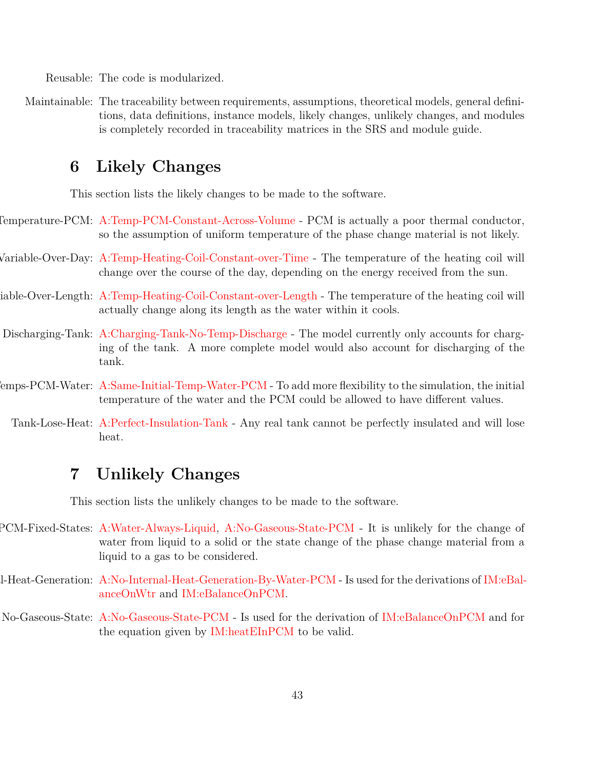Reusable: The code is modularized.

Maintainable: The traceability between requirements, assumptions, theoretical models, general definitions, data definitions, instance models, likely changes, unlikely changes, and modules is completely recorded in traceability matrices in the SRS and module guide.

## 6 Likely Changes

This section lists the likely changes to be made to the software.

Temperature-PCM: A:Temp-PCM-Constant-Across-Volume - PCM is actually a poor thermal conductor, so the assumption of uniform temperature of the phase change material is not likely.

Variable-Over-Day: A:Temp-Heating-Coil-Constant-over-Time - The temperature of the heating coil will change over the course of the day, depending on the energy received from the sun.

iable-Over-Length: A:Temp-Heating-Coil-Constant-over-Length - The temperature of the heating coil will actually change along its length as the water within it cools.

Discharging-Tank: A:Charging-Tank-No-Temp-Discharge - The model currently only accounts for charging of the tank. A more complete model would also account for discharging of the tank.

emps-PCM-Water: A:Same-Initial-Temp-Water-PCM - To add more flexibility to the simulation, the initial temperature of the water and the PCM could be allowed to have different values.

Tank-Lose-Heat: A:Perfect-Insulation-Tank - Any real tank cannot be perfectly insulated and will lose heat.

## 7 Unlikely Changes

This section lists the unlikely changes to be made to the software.

PCM-Fixed-States: A:Water-Always-Liquid, A:No-Gaseous-State-PCM - It is unlikely for the change of water from liquid to a solid or the state change of the phase change material from a liquid to a gas to be considered.

l-Heat-Generation: A:No-Internal-Heat-Generation-By-Water-PCM - Is used for the derivations of IM:eBalanceOnWtr and IM:eBalanceOnPCM.

No-Gaseous-State: A:No-Gaseous-State-PCM - Is used for the derivation of IM:eBalanceOnPCM and for the equation given by IM:heatEInPCM to be valid.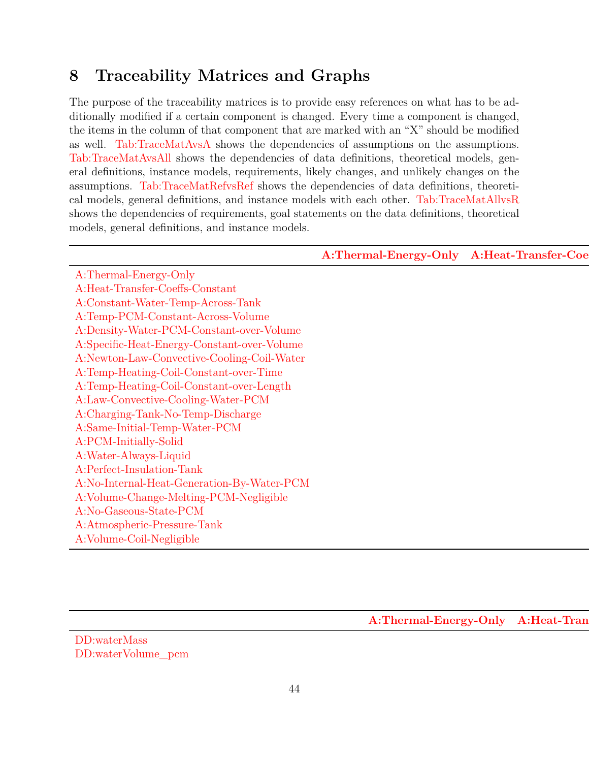# 8 Traceability Matrices and Graphs

The purpose of the traceability matrices is to provide easy references on what has to be additionally modified if a certain component is changed. Every time a component is changed, the items in the column of that component that are marked with an "X" should be modified as well. Tab:TraceMatAvsA shows the dependencies of assumptions on the assumptions. Tab:TraceMatAvsAll shows the dependencies of data definitions, theoretical models, general definitions, instance models, requirements, likely changes, and unlikely changes on the assumptions. Tab:TraceMatRefvsRef shows the dependencies of data definitions, theoretical models, general definitions, and instance models with each other. Tab:TraceMatAllvsR shows the dependencies of requirements, goal statements on the data definitions, theoretical models, general definitions, and instance models.

| | A:Thermal-Energy-Only | A:Heat-Transfer-Coe |
|---|---|---|
| A:Thermal-Energy-Only | | |
| A:Heat-Transfer-Coeffs-Constant | | |
| A:Constant-Water-Temp-Across-Tank | | |
| A:Temp-PCM-Constant-Across-Volume | | |
| A:Density-Water-PCM-Constant-over-Volume | | |
| A:Specific-Heat-Energy-Constant-over-Volume | | |
| A:Newton-Law-Convective-Cooling-Coil-Water | | |
| A:Temp-Heating-Coil-Constant-over-Time | | |
| A:Temp-Heating-Coil-Constant-over-Length | | |
| A:Law-Convective-Cooling-Water-PCM | | |
| A:Charging-Tank-No-Temp-Discharge | | |
| A:Same-Initial-Temp-Water-PCM | | |
| A:PCM-Initially-Solid | | |
| A:Water-Always-Liquid | | |
| A:Perfect-Insulation-Tank | | |
| A:No-Internal-Heat-Generation-By-Water-PCM | | |
| A:Volume-Change-Melting-PCM-Negligible | | |
| A:No-Gaseous-State-PCM | | |
| A:Atmospheric-Pressure-Tank | | |
| A:Volume-Coil-Negligible | | |

| | A:Thermal-Energy-Only | A:Heat-Tran |
|---|---|---|
| DD:waterMass | | |
| DD:waterVolume_pcm | | |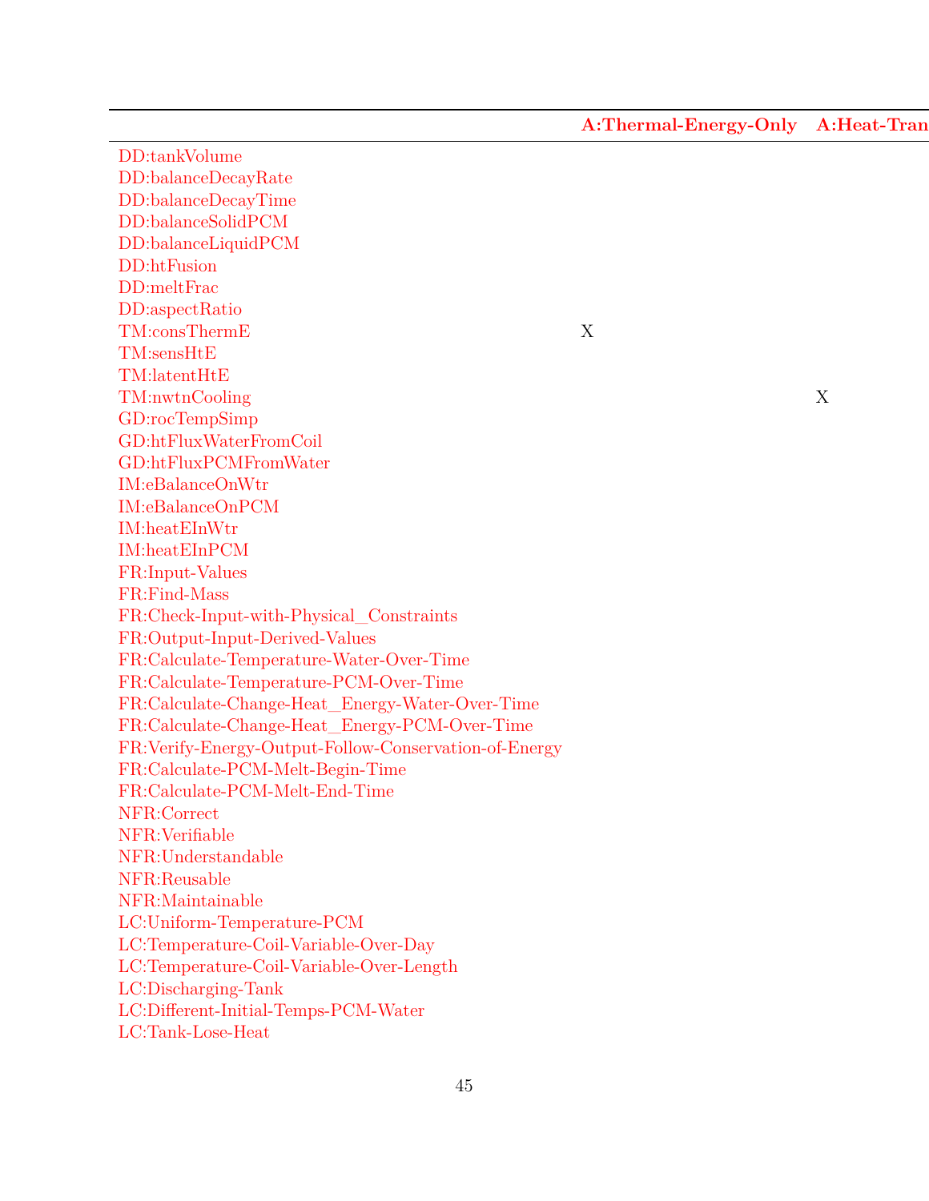| | A:Thermal-Energy-Only | A:Heat-Tran |
|---|---|---|
| DD:tankVolume | | |
| DD:balanceDecayRate | | |
| DD:balanceDecayTime | | |
| DD:balanceSolidPCM | | |
| DD:balanceLiquidPCM | | |
| DD:htFusion | | |
| DD:meltFrac | | |
| DD:aspectRatio | | |
| TM:consThermE | X | |
| TM:sensHtE | | |
| TM:latentHtE | | |
| TM:nwtnCooling | | X |
| GD:rocTempSimp | | |
| GD:htFluxWaterFromCoil | | |
| GD:htFluxPCMFromWater | | |
| IM:eBalanceOnWtr | | |
| IM:eBalanceOnPCM | | |
| IM:heatEInWtr | | |
| IM:heatEInPCM | | |
| FR:Input-Values | | |
| FR:Find-Mass | | |
| FR:Check-Input-with-Physical_Constraints | | |
| FR:Output-Input-Derived-Values | | |
| FR:Calculate-Temperature-Water-Over-Time | | |
| FR:Calculate-Temperature-PCM-Over-Time | | |
| FR:Calculate-Change-Heat_Energy-Water-Over-Time | | |
| FR:Calculate-Change-Heat_Energy-PCM-Over-Time | | |
| FR:Verify-Energy-Output-Follow-Conservation-of-Energy | | |
| FR:Calculate-PCM-Melt-Begin-Time | | |
| FR:Calculate-PCM-Melt-End-Time | | |
| NFR:Correct | | |
| NFR:Verifiable | | |
| NFR:Understandable | | |
| NFR:Reusable | | |
| NFR:Maintainable | | |
| LC:Uniform-Temperature-PCM | | |
| LC:Temperature-Coil-Variable-Over-Day | | |
| LC:Temperature-Coil-Variable-Over-Length | | |
| LC:Discharging-Tank | | |
| LC:Different-Initial-Temps-PCM-Water | | |
| LC:Tank-Lose-Heat | | |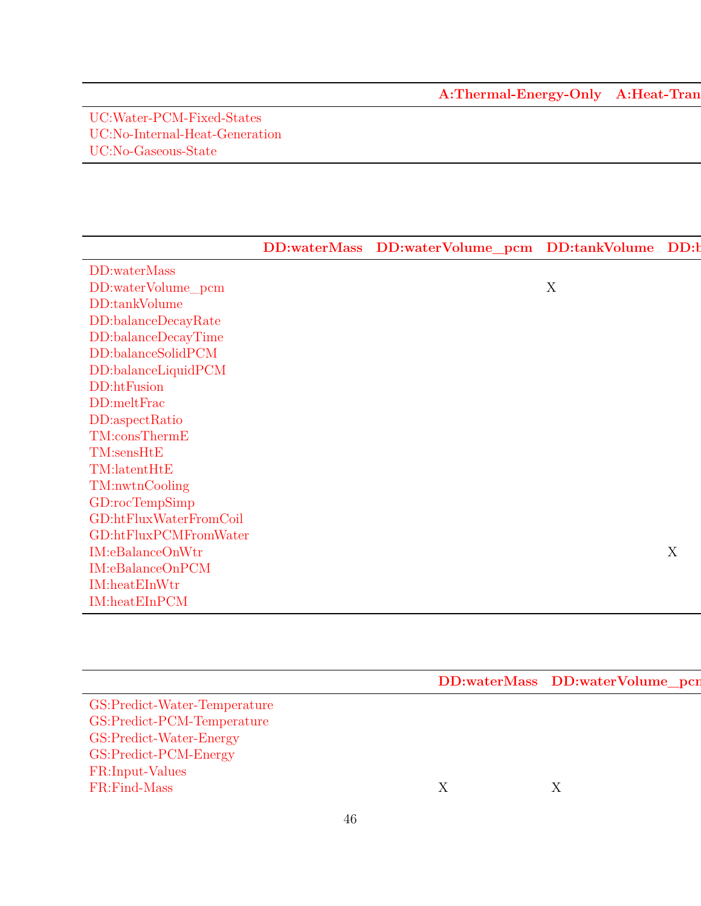| | A:Thermal-Energy-Only | A:Heat-Tran |
|---|---|---|
| UC:Water-PCM-Fixed-States | | |
| UC:No-Internal-Heat-Generation | | |
| UC:No-Gaseous-State | | |

| | DD:waterMass | DD:waterVolume_pcm | DD:tankVolume | DD:b |
|---|---|---|---|---|
| DD:waterMass | | | | |
| DD:waterVolume_pcm | | | X | |
| DD:tankVolume | | | | |
| DD:balanceDecayRate | | | | |
| DD:balanceDecayTime | | | | |
| DD:balanceSolidPCM | | | | |
| DD:balanceLiquidPCM | | | | |
| DD:htFusion | | | | |
| DD:meltFrac | | | | |
| DD:aspectRatio | | | | |
| TM:consThermE | | | | |
| TM:sensHtE | | | | |
| TM:latentHtE | | | | |
| TM:nwtnCooling | | | | |
| GD:rocTempSimp | | | | |
| GD:htFluxWaterFromCoil | | | | |
| GD:htFluxPCMFromWater | | | | |
| IM:eBalanceOnWtr | | | | X |
| IM:eBalanceOnPCM | | | | |
| IM:heatEInWtr | | | | |
| IM:heatEInPCM | | | | |

| | DD:waterMass | DD:waterVolume_pcr |
|---|---|---|
| GS:Predict-Water-Temperature | | |
| GS:Predict-PCM-Temperature | | |
| GS:Predict-Water-Energy | | |
| GS:Predict-PCM-Energy | | |
| FR:Input-Values | | |
| FR:Find-Mass | X | X |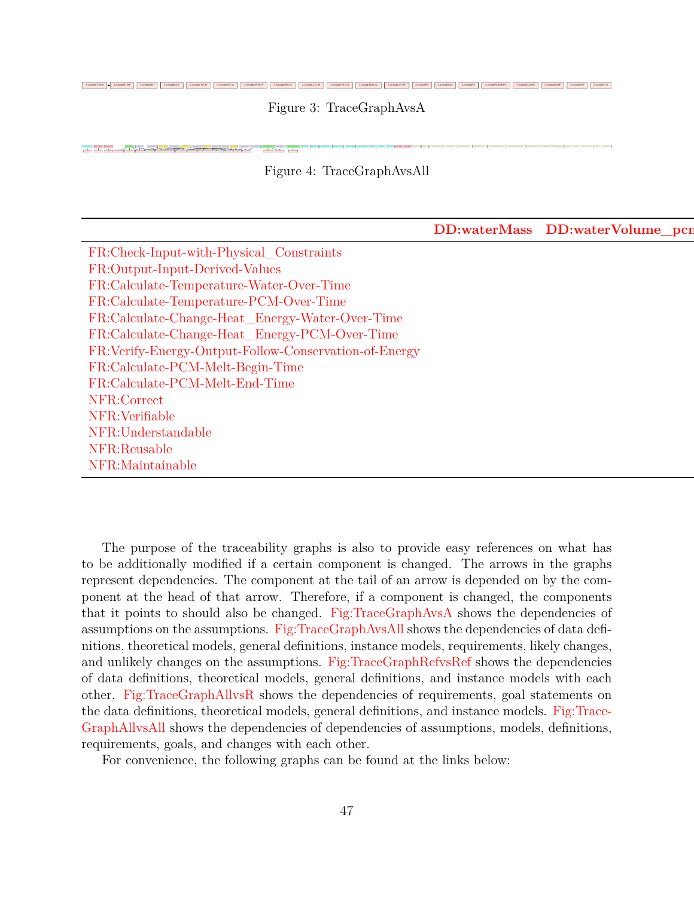Figure 3: TraceGraphAvsA

Figure 4: TraceGraphAvsAll

| | DD:waterMass | DD:waterVolume_pcm |
|---|---|---|
| FR:Check-Input-with-Physical_Constraints | | |
| FR:Output-Input-Derived-Values | | |
| FR:Calculate-Temperature-Water-Over-Time | | |
| FR:Calculate-Temperature-PCM-Over-Time | | |
| FR:Calculate-Change-Heat_Energy-Water-Over-Time | | |
| FR:Calculate-Change-Heat_Energy-PCM-Over-Time | | |
| FR:Verify-Energy-Output-Follow-Conservation-of-Energy | | |
| FR:Calculate-PCM-Melt-Begin-Time | | |
| FR:Calculate-PCM-Melt-End-Time | | |
| NFR:Correct | | |
| NFR:Verifiable | | |
| NFR:Understandable | | |
| NFR:Reusable | | |
| NFR:Maintainable | | |

The purpose of the traceability graphs is also to provide easy references on what has to be additionally modified if a certain component is changed. The arrows in the graphs represent dependencies. The component at the tail of an arrow is depended on by the component at the head of that arrow. Therefore, if a component is changed, the components that it points to should also be changed. Fig:TraceGraphAvsA shows the dependencies of assumptions on the assumptions. Fig:TraceGraphAvsAll shows the dependencies of data definitions, theoretical models, general definitions, instance models, requirements, likely changes, and unlikely changes on the assumptions. Fig:TraceGraphRefvsRef shows the dependencies of data definitions, theoretical models, general definitions, and instance models with each other. Fig:TraceGraphAllvsR shows the dependencies of requirements, goal statements on the data definitions, theoretical models, general definitions, and instance models. Fig:TraceGraphAllvsAll shows the dependencies of dependencies of assumptions, models, definitions, requirements, goals, and changes with each other.

For convenience, the following graphs can be found at the links below: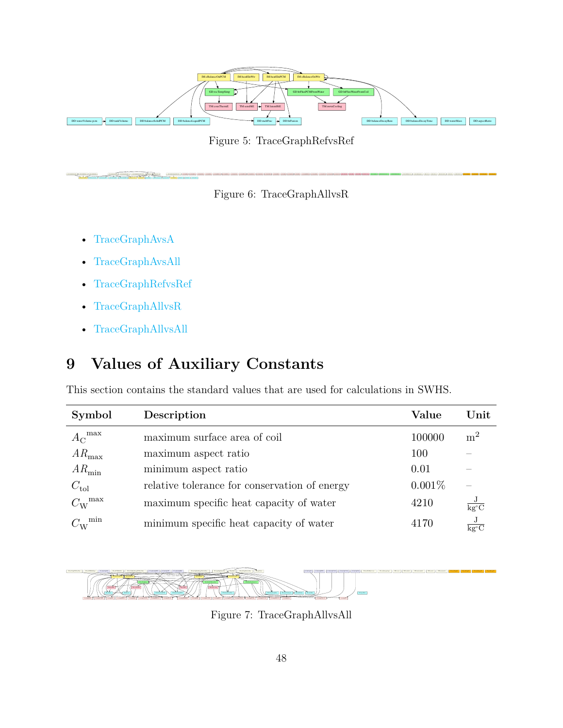Figure 5: TraceGraphRefvsRef

Figure 6: TraceGraphAllvsR

- TraceGraphAvsA
- TraceGraphAvsAll
- TraceGraphRefvsRef
- TraceGraphAllvsR
- TraceGraphAllvsAll

# 9 Values of Auxiliary Constants

This section contains the standard values that are used for calculations in SWHS.

| Symbol | Description | Value | Unit |
| --- | --- | --- | --- |
| ${A_{\text{C}}}^{\text{max}}$ | maximum surface area of coil | 100000 | $\text{m}^2$ |
| $AR_{\text{max}}$ | maximum aspect ratio | 100 | – |
| $AR_{\text{min}}$ | minimum aspect ratio | 0.01 | – |
| $C_{\text{tol}}$ | relative tolerance for conservation of energy | 0.001% | – |
| ${C_{\text{W}}}^{\text{max}}$ | maximum specific heat capacity of water | 4210 | $\frac{\text{J}}{\text{kg}^\circ\text{C}}$ |
| ${C_{\text{W}}}^{\text{min}}$ | minimum specific heat capacity of water | 4170 | $\frac{\text{J}}{\text{kg}^\circ\text{C}}$ |

Figure 7: TraceGraphAllvsAll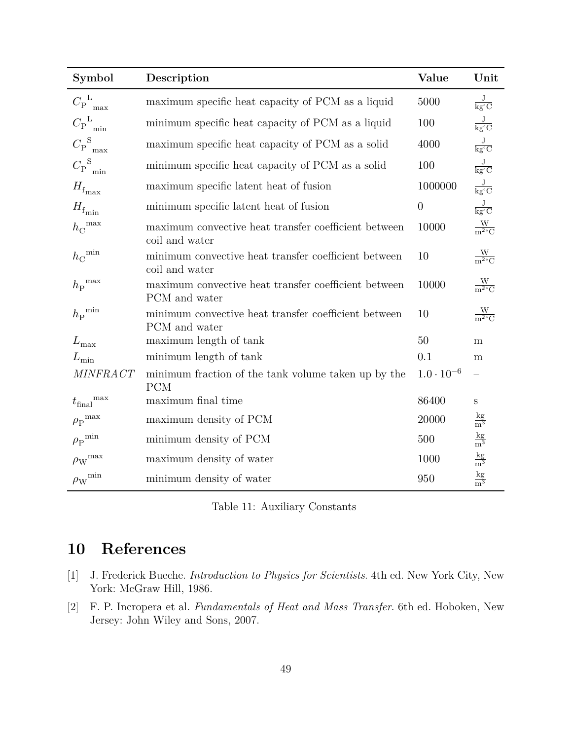| Symbol | Description | Value | Unit |
|---|---|---|---|
| ${C_{\mathrm{P}}^{\mathrm{L}}}_{\mathrm{max}}$ | maximum specific heat capacity of PCM as a liquid | 5000 | $\frac{\mathrm{J}}{\mathrm{kg}^{\circ}\mathrm{C}}$ |
| ${C_{\mathrm{P}}^{\mathrm{L}}}_{\mathrm{min}}$ | minimum specific heat capacity of PCM as a liquid | 100 | $\frac{\mathrm{J}}{\mathrm{kg}^{\circ}\mathrm{C}}$ |
| ${C_{\mathrm{P}}^{\mathrm{S}}}_{\mathrm{max}}$ | maximum specific heat capacity of PCM as a solid | 4000 | $\frac{\mathrm{J}}{\mathrm{kg}^{\circ}\mathrm{C}}$ |
| ${C_{\mathrm{P}}^{\mathrm{S}}}_{\mathrm{min}}$ | minimum specific heat capacity of PCM as a solid | 100 | $\frac{\mathrm{J}}{\mathrm{kg}^{\circ}\mathrm{C}}$ |
| $H_{\mathrm{f}_{\mathrm{max}}}$ | maximum specific latent heat of fusion | 1000000 | $\frac{\mathrm{J}}{\mathrm{kg}^{\circ}\mathrm{C}}$ |
| $H_{\mathrm{f}_{\mathrm{min}}}$ | minimum specific latent heat of fusion | 0 | $\frac{\mathrm{J}}{\mathrm{kg}^{\circ}\mathrm{C}}$ |
| ${h_{\mathrm{C}}}^{\mathrm{max}}$ | maximum convective heat transfer coefficient between coil and water | 10000 | $\frac{\mathrm{W}}{\mathrm{m}^{2\circ}\mathrm{C}}$ |
| ${h_{\mathrm{C}}}^{\mathrm{min}}$ | minimum convective heat transfer coefficient between coil and water | 10 | $\frac{\mathrm{W}}{\mathrm{m}^{2\circ}\mathrm{C}}$ |
| ${h_{\mathrm{P}}}^{\mathrm{max}}$ | maximum convective heat transfer coefficient between PCM and water | 10000 | $\frac{\mathrm{W}}{\mathrm{m}^{2\circ}\mathrm{C}}$ |
| ${h_{\mathrm{P}}}^{\mathrm{min}}$ | minimum convective heat transfer coefficient between PCM and water | 10 | $\frac{\mathrm{W}}{\mathrm{m}^{2\circ}\mathrm{C}}$ |
| $L_{\mathrm{max}}$ | maximum length of tank | 50 | m |
| $L_{\mathrm{min}}$ | minimum length of tank | 0.1 | m |
| *MINFRACT* | minimum fraction of the tank volume taken up by the PCM | $1.0 \cdot 10^{-6}$ | – |
| ${t_{\mathrm{final}}}^{\mathrm{max}}$ | maximum final time | 86400 | s |
| ${\rho_{\mathrm{P}}}^{\mathrm{max}}$ | maximum density of PCM | 20000 | $\frac{\mathrm{kg}}{\mathrm{m}^3}$ |
| ${\rho_{\mathrm{P}}}^{\mathrm{min}}$ | minimum density of PCM | 500 | $\frac{\mathrm{kg}}{\mathrm{m}^3}$ |
| ${\rho_{\mathrm{W}}}^{\mathrm{max}}$ | maximum density of water | 1000 | $\frac{\mathrm{kg}}{\mathrm{m}^3}$ |
| ${\rho_{\mathrm{W}}}^{\mathrm{min}}$ | minimum density of water | 950 | $\frac{\mathrm{kg}}{\mathrm{m}^3}$ |

Table 11: Auxiliary Constants

# 10 References

[1] J. Frederick Bueche. *Introduction to Physics for Scientists*. 4th ed. New York City, New York: McGraw Hill, 1986.

[2] F. P. Incropera et al. *Fundamentals of Heat and Mass Transfer*. 6th ed. Hoboken, New Jersey: John Wiley and Sons, 2007.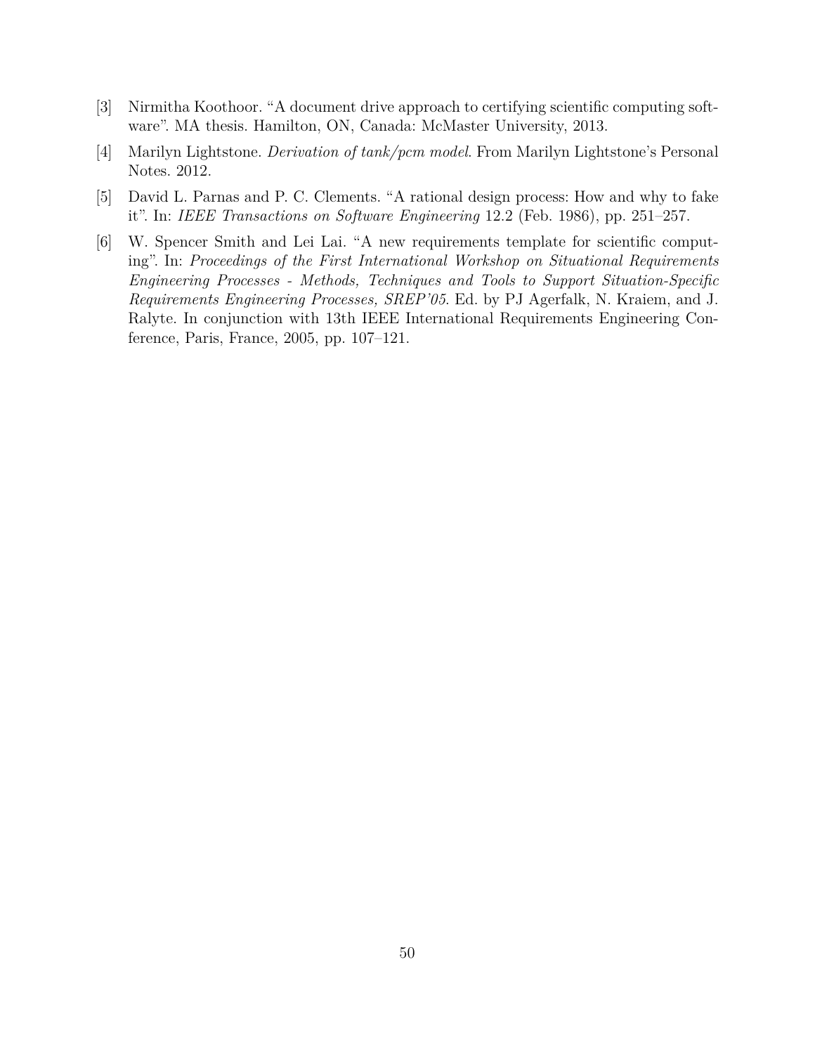[3] Nirmitha Koothoor. "A document drive approach to certifying scientific computing software". MA thesis. Hamilton, ON, Canada: McMaster University, 2013.

[4] Marilyn Lightstone. *Derivation of tank/pcm model*. From Marilyn Lightstone's Personal Notes. 2012.

[5] David L. Parnas and P. C. Clements. "A rational design process: How and why to fake it". In: *IEEE Transactions on Software Engineering* 12.2 (Feb. 1986), pp. 251–257.

[6] W. Spencer Smith and Lei Lai. "A new requirements template for scientific computing". In: *Proceedings of the First International Workshop on Situational Requirements Engineering Processes - Methods, Techniques and Tools to Support Situation-Specific Requirements Engineering Processes, SREP'05*. Ed. by PJ Agerfalk, N. Kraiem, and J. Ralyte. In conjunction with 13th IEEE International Requirements Engineering Conference, Paris, France, 2005, pp. 107–121.